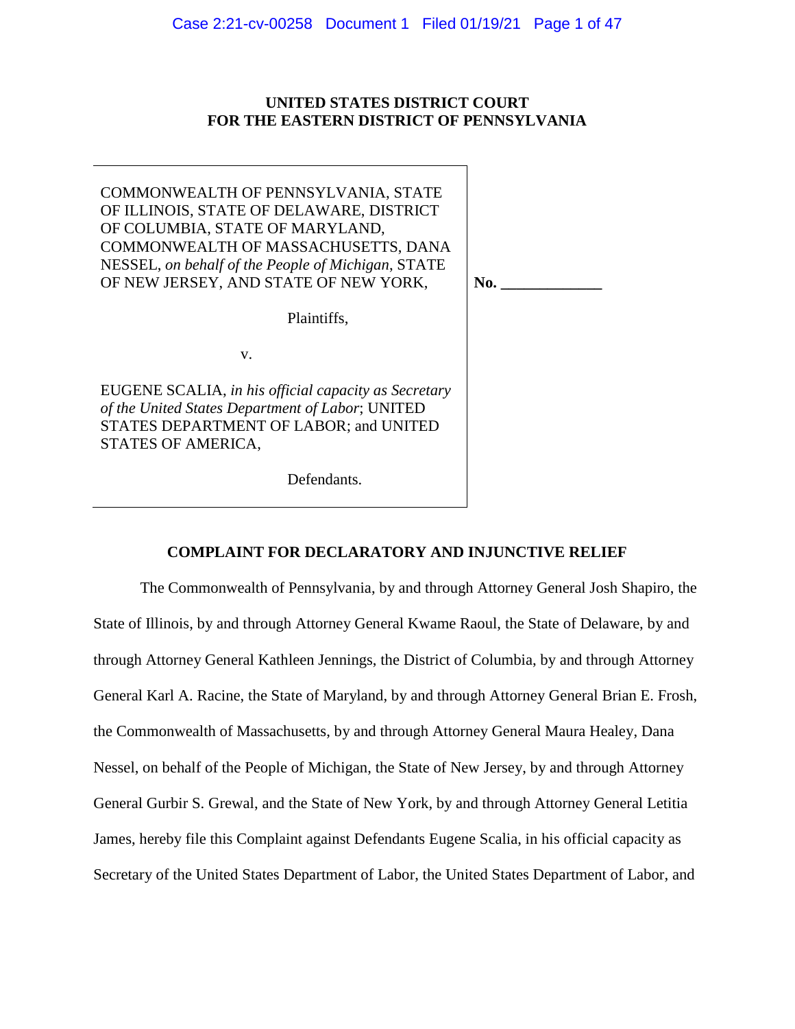**UNITED STATES DISTRICT COURT**
**FOR THE EASTERN DISTRICT OF PENNSYLVANIA**

| | |
|---|---|
| COMMONWEALTH OF PENNSYLVANIA, STATE OF ILLINOIS, STATE OF DELAWARE, DISTRICT OF COLUMBIA, STATE OF MARYLAND, COMMONWEALTH OF MASSACHUSETTS, DANA NESSEL, *on behalf of the People of Michigan*, STATE OF NEW JERSEY, AND STATE OF NEW YORK,<br><br>Plaintiffs,<br><br>v.<br><br>EUGENE SCALIA, *in his official capacity as Secretary of the United States Department of Labor*; UNITED STATES DEPARTMENT OF LABOR; and UNITED STATES OF AMERICA,<br><br>Defendants. | **No. \_\_\_\_\_\_\_\_\_\_\_\_\_** |

**COMPLAINT FOR DECLARATORY AND INJUNCTIVE RELIEF**

The Commonwealth of Pennsylvania, by and through Attorney General Josh Shapiro, the State of Illinois, by and through Attorney General Kwame Raoul, the State of Delaware, by and through Attorney General Kathleen Jennings, the District of Columbia, by and through Attorney General Karl A. Racine, the State of Maryland, by and through Attorney General Brian E. Frosh, the Commonwealth of Massachusetts, by and through Attorney General Maura Healey, Dana Nessel, on behalf of the People of Michigan, the State of New Jersey, by and through Attorney General Gurbir S. Grewal, and the State of New York, by and through Attorney General Letitia James, hereby file this Complaint against Defendants Eugene Scalia, in his official capacity as Secretary of the United States Department of Labor, the United States Department of Labor, and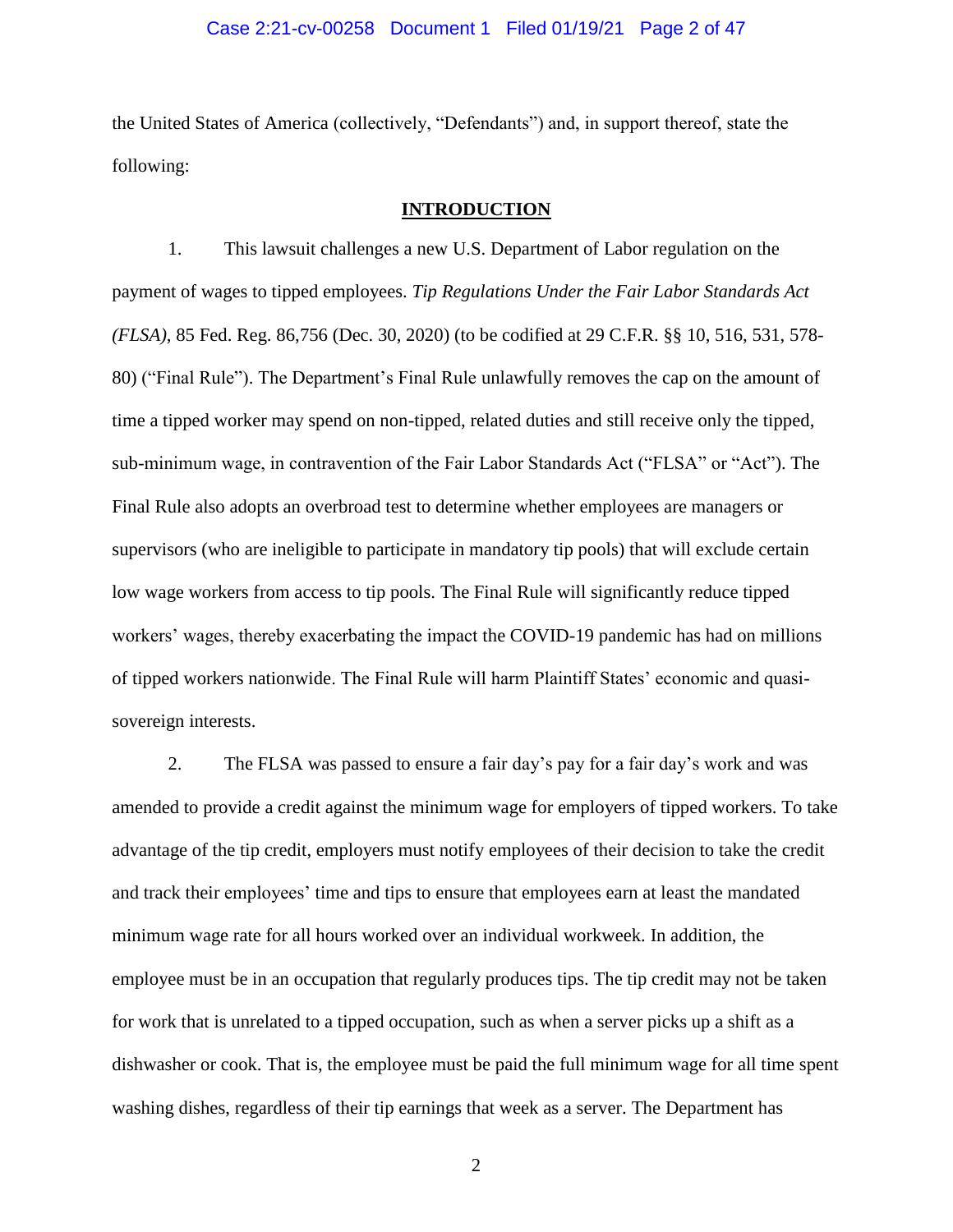the United States of America (collectively, "Defendants") and, in support thereof, state the following:

## INTRODUCTION

1. This lawsuit challenges a new U.S. Department of Labor regulation on the payment of wages to tipped employees. *Tip Regulations Under the Fair Labor Standards Act (FLSA)*, 85 Fed. Reg. 86,756 (Dec. 30, 2020) (to be codified at 29 C.F.R. §§ 10, 516, 531, 578-80) ("Final Rule"). The Department's Final Rule unlawfully removes the cap on the amount of time a tipped worker may spend on non-tipped, related duties and still receive only the tipped, sub-minimum wage, in contravention of the Fair Labor Standards Act ("FLSA" or "Act"). The Final Rule also adopts an overbroad test to determine whether employees are managers or supervisors (who are ineligible to participate in mandatory tip pools) that will exclude certain low wage workers from access to tip pools. The Final Rule will significantly reduce tipped workers' wages, thereby exacerbating the impact the COVID-19 pandemic has had on millions of tipped workers nationwide. The Final Rule will harm Plaintiff States' economic and quasi-sovereign interests.

2. The FLSA was passed to ensure a fair day's pay for a fair day's work and was amended to provide a credit against the minimum wage for employers of tipped workers. To take advantage of the tip credit, employers must notify employees of their decision to take the credit and track their employees' time and tips to ensure that employees earn at least the mandated minimum wage rate for all hours worked over an individual workweek. In addition, the employee must be in an occupation that regularly produces tips. The tip credit may not be taken for work that is unrelated to a tipped occupation, such as when a server picks up a shift as a dishwasher or cook. That is, the employee must be paid the full minimum wage for all time spent washing dishes, regardless of their tip earnings that week as a server. The Department has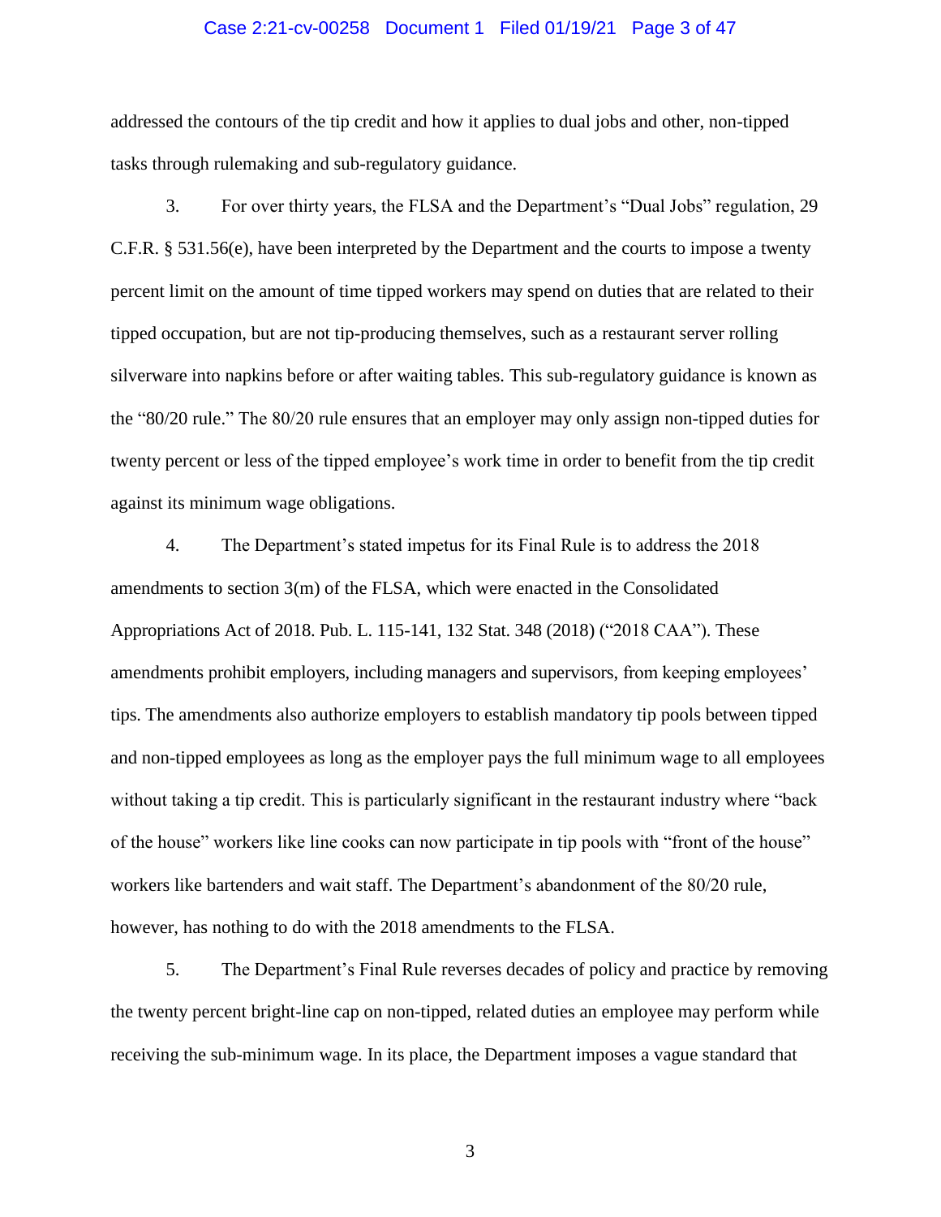addressed the contours of the tip credit and how it applies to dual jobs and other, non-tipped tasks through rulemaking and sub-regulatory guidance.

3. For over thirty years, the FLSA and the Department's "Dual Jobs" regulation, 29 C.F.R. § 531.56(e), have been interpreted by the Department and the courts to impose a twenty percent limit on the amount of time tipped workers may spend on duties that are related to their tipped occupation, but are not tip-producing themselves, such as a restaurant server rolling silverware into napkins before or after waiting tables. This sub-regulatory guidance is known as the "80/20 rule." The 80/20 rule ensures that an employer may only assign non-tipped duties for twenty percent or less of the tipped employee's work time in order to benefit from the tip credit against its minimum wage obligations.

4. The Department's stated impetus for its Final Rule is to address the 2018 amendments to section 3(m) of the FLSA, which were enacted in the Consolidated Appropriations Act of 2018. Pub. L. 115-141, 132 Stat. 348 (2018) ("2018 CAA"). These amendments prohibit employers, including managers and supervisors, from keeping employees' tips. The amendments also authorize employers to establish mandatory tip pools between tipped and non-tipped employees as long as the employer pays the full minimum wage to all employees without taking a tip credit. This is particularly significant in the restaurant industry where "back of the house" workers like line cooks can now participate in tip pools with "front of the house" workers like bartenders and wait staff. The Department's abandonment of the 80/20 rule, however, has nothing to do with the 2018 amendments to the FLSA.

5. The Department's Final Rule reverses decades of policy and practice by removing the twenty percent bright-line cap on non-tipped, related duties an employee may perform while receiving the sub-minimum wage. In its place, the Department imposes a vague standard that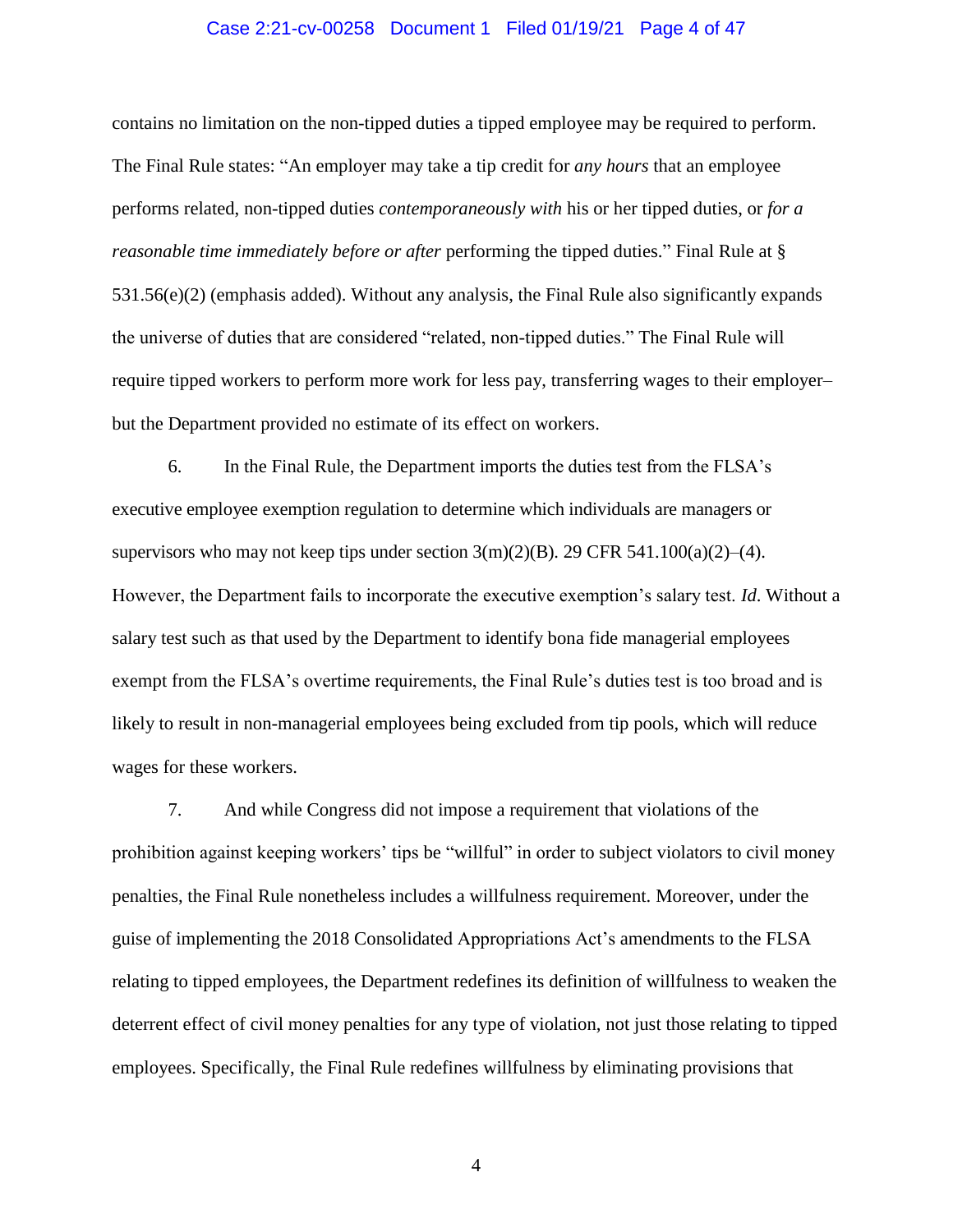contains no limitation on the non-tipped duties a tipped employee may be required to perform. The Final Rule states: "An employer may take a tip credit for *any hours* that an employee performs related, non-tipped duties *contemporaneously with* his or her tipped duties, or *for a reasonable time immediately before or after* performing the tipped duties." Final Rule at § 531.56(e)(2) (emphasis added). Without any analysis, the Final Rule also significantly expands the universe of duties that are considered "related, non-tipped duties." The Final Rule will require tipped workers to perform more work for less pay, transferring wages to their employer– but the Department provided no estimate of its effect on workers.

6. In the Final Rule, the Department imports the duties test from the FLSA's executive employee exemption regulation to determine which individuals are managers or supervisors who may not keep tips under section 3(m)(2)(B). 29 CFR 541.100(a)(2)–(4). However, the Department fails to incorporate the executive exemption's salary test. *Id*. Without a salary test such as that used by the Department to identify bona fide managerial employees exempt from the FLSA's overtime requirements, the Final Rule's duties test is too broad and is likely to result in non-managerial employees being excluded from tip pools, which will reduce wages for these workers.

7. And while Congress did not impose a requirement that violations of the prohibition against keeping workers' tips be "willful" in order to subject violators to civil money penalties, the Final Rule nonetheless includes a willfulness requirement. Moreover, under the guise of implementing the 2018 Consolidated Appropriations Act's amendments to the FLSA relating to tipped employees, the Department redefines its definition of willfulness to weaken the deterrent effect of civil money penalties for any type of violation, not just those relating to tipped employees. Specifically, the Final Rule redefines willfulness by eliminating provisions that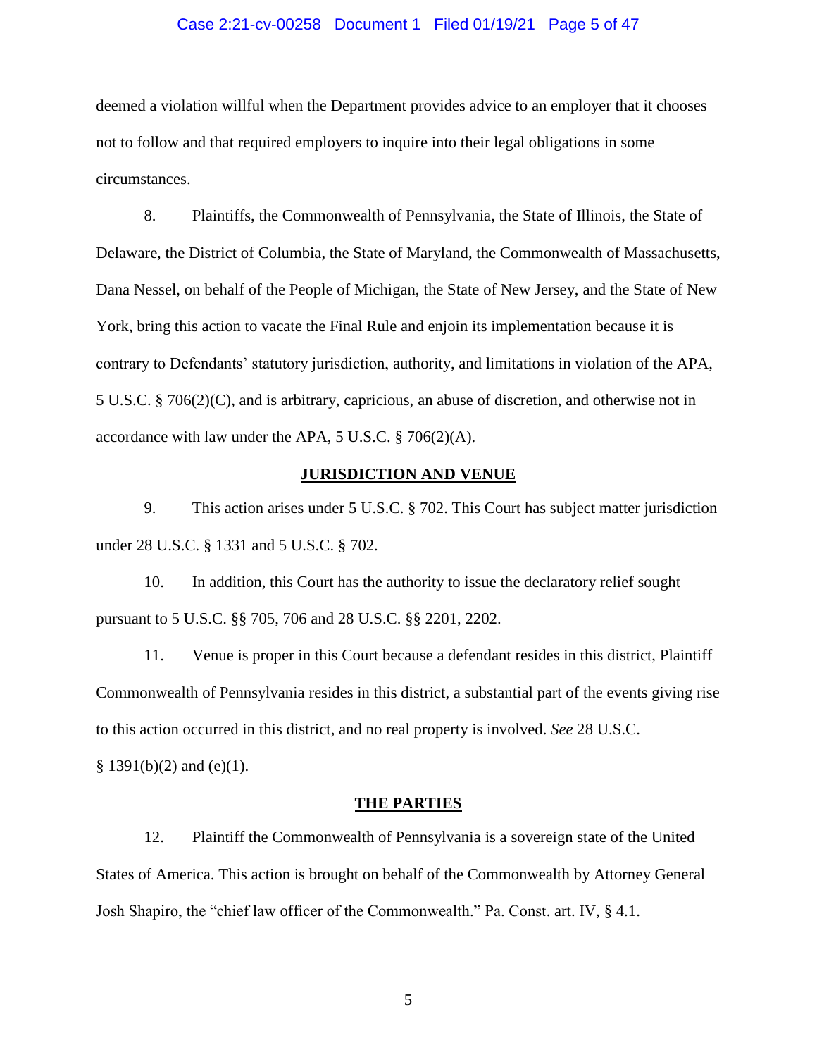deemed a violation willful when the Department provides advice to an employer that it chooses not to follow and that required employers to inquire into their legal obligations in some circumstances.

8. Plaintiffs, the Commonwealth of Pennsylvania, the State of Illinois, the State of Delaware, the District of Columbia, the State of Maryland, the Commonwealth of Massachusetts, Dana Nessel, on behalf of the People of Michigan, the State of New Jersey, and the State of New York, bring this action to vacate the Final Rule and enjoin its implementation because it is contrary to Defendants' statutory jurisdiction, authority, and limitations in violation of the APA, 5 U.S.C. § 706(2)(C), and is arbitrary, capricious, an abuse of discretion, and otherwise not in accordance with law under the APA, 5 U.S.C. § 706(2)(A).

## JURISDICTION AND VENUE

9. This action arises under 5 U.S.C. § 702. This Court has subject matter jurisdiction under 28 U.S.C. § 1331 and 5 U.S.C. § 702.

10. In addition, this Court has the authority to issue the declaratory relief sought pursuant to 5 U.S.C. §§ 705, 706 and 28 U.S.C. §§ 2201, 2202.

11. Venue is proper in this Court because a defendant resides in this district, Plaintiff Commonwealth of Pennsylvania resides in this district, a substantial part of the events giving rise to this action occurred in this district, and no real property is involved. *See* 28 U.S.C. § 1391(b)(2) and (e)(1).

## THE PARTIES

12. Plaintiff the Commonwealth of Pennsylvania is a sovereign state of the United States of America. This action is brought on behalf of the Commonwealth by Attorney General Josh Shapiro, the "chief law officer of the Commonwealth." Pa. Const. art. IV, § 4.1.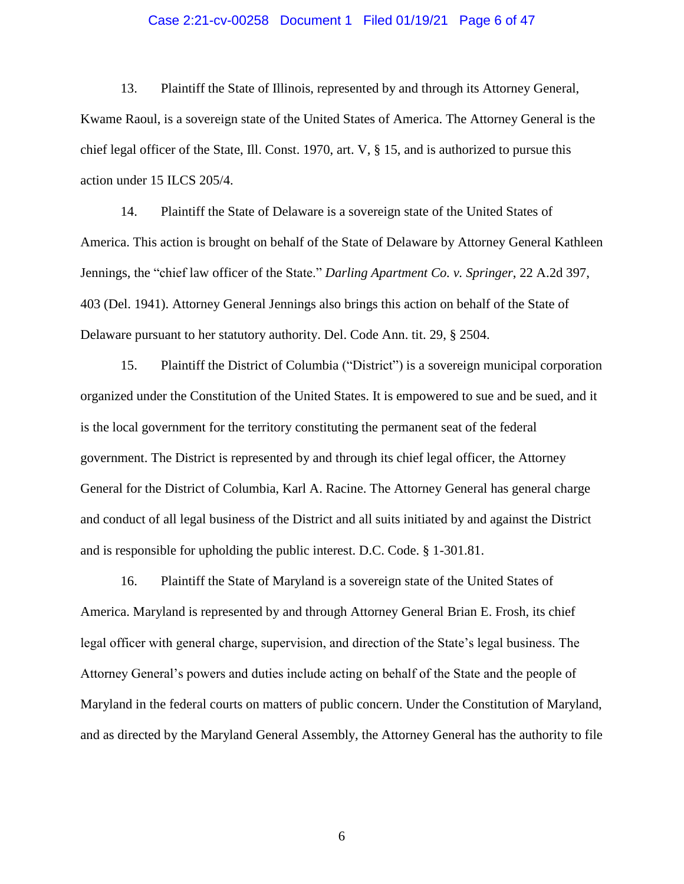13. Plaintiff the State of Illinois, represented by and through its Attorney General, Kwame Raoul, is a sovereign state of the United States of America. The Attorney General is the chief legal officer of the State, Ill. Const. 1970, art. V, § 15, and is authorized to pursue this action under 15 ILCS 205/4.

14. Plaintiff the State of Delaware is a sovereign state of the United States of America. This action is brought on behalf of the State of Delaware by Attorney General Kathleen Jennings, the "chief law officer of the State." *Darling Apartment Co. v. Springer*, 22 A.2d 397, 403 (Del. 1941). Attorney General Jennings also brings this action on behalf of the State of Delaware pursuant to her statutory authority. Del. Code Ann. tit. 29, § 2504.

15. Plaintiff the District of Columbia ("District") is a sovereign municipal corporation organized under the Constitution of the United States. It is empowered to sue and be sued, and it is the local government for the territory constituting the permanent seat of the federal government. The District is represented by and through its chief legal officer, the Attorney General for the District of Columbia, Karl A. Racine. The Attorney General has general charge and conduct of all legal business of the District and all suits initiated by and against the District and is responsible for upholding the public interest. D.C. Code. § 1-301.81.

16. Plaintiff the State of Maryland is a sovereign state of the United States of America. Maryland is represented by and through Attorney General Brian E. Frosh, its chief legal officer with general charge, supervision, and direction of the State's legal business. The Attorney General's powers and duties include acting on behalf of the State and the people of Maryland in the federal courts on matters of public concern. Under the Constitution of Maryland, and as directed by the Maryland General Assembly, the Attorney General has the authority to file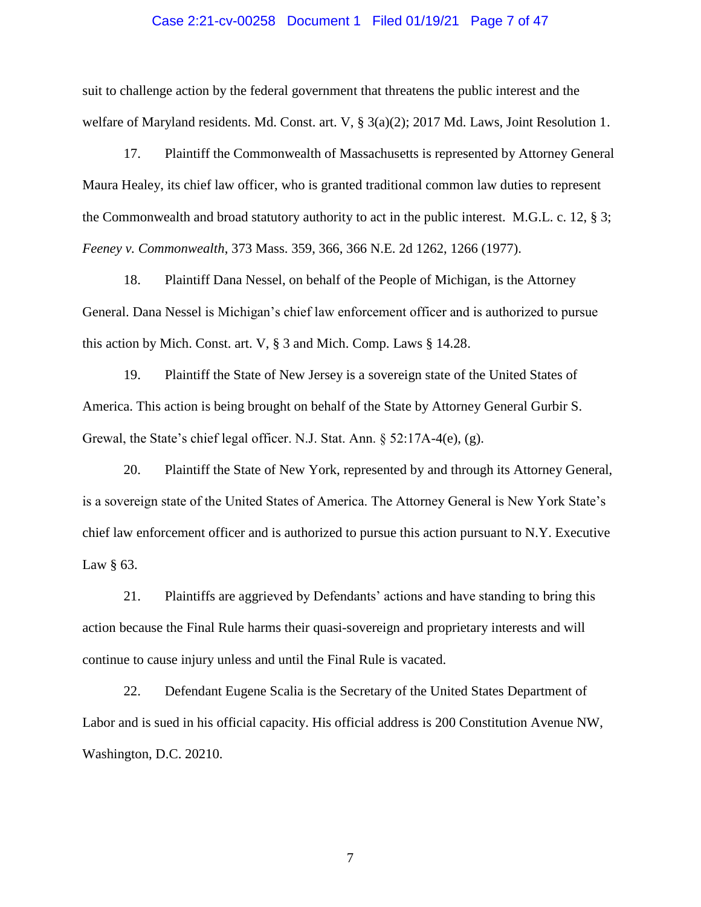suit to challenge action by the federal government that threatens the public interest and the welfare of Maryland residents. Md. Const. art. V, § 3(a)(2); 2017 Md. Laws, Joint Resolution 1.

17. Plaintiff the Commonwealth of Massachusetts is represented by Attorney General Maura Healey, its chief law officer, who is granted traditional common law duties to represent the Commonwealth and broad statutory authority to act in the public interest. M.G.L. c. 12, § 3; *Feeney v. Commonwealth*, 373 Mass. 359, 366, 366 N.E. 2d 1262, 1266 (1977).

18. Plaintiff Dana Nessel, on behalf of the People of Michigan, is the Attorney General. Dana Nessel is Michigan's chief law enforcement officer and is authorized to pursue this action by Mich. Const. art. V, § 3 and Mich. Comp. Laws § 14.28.

19. Plaintiff the State of New Jersey is a sovereign state of the United States of America. This action is being brought on behalf of the State by Attorney General Gurbir S. Grewal, the State's chief legal officer. N.J. Stat. Ann. § 52:17A-4(e), (g).

20. Plaintiff the State of New York, represented by and through its Attorney General, is a sovereign state of the United States of America. The Attorney General is New York State's chief law enforcement officer and is authorized to pursue this action pursuant to N.Y. Executive Law § 63.

21. Plaintiffs are aggrieved by Defendants' actions and have standing to bring this action because the Final Rule harms their quasi-sovereign and proprietary interests and will continue to cause injury unless and until the Final Rule is vacated.

22. Defendant Eugene Scalia is the Secretary of the United States Department of Labor and is sued in his official capacity. His official address is 200 Constitution Avenue NW, Washington, D.C. 20210.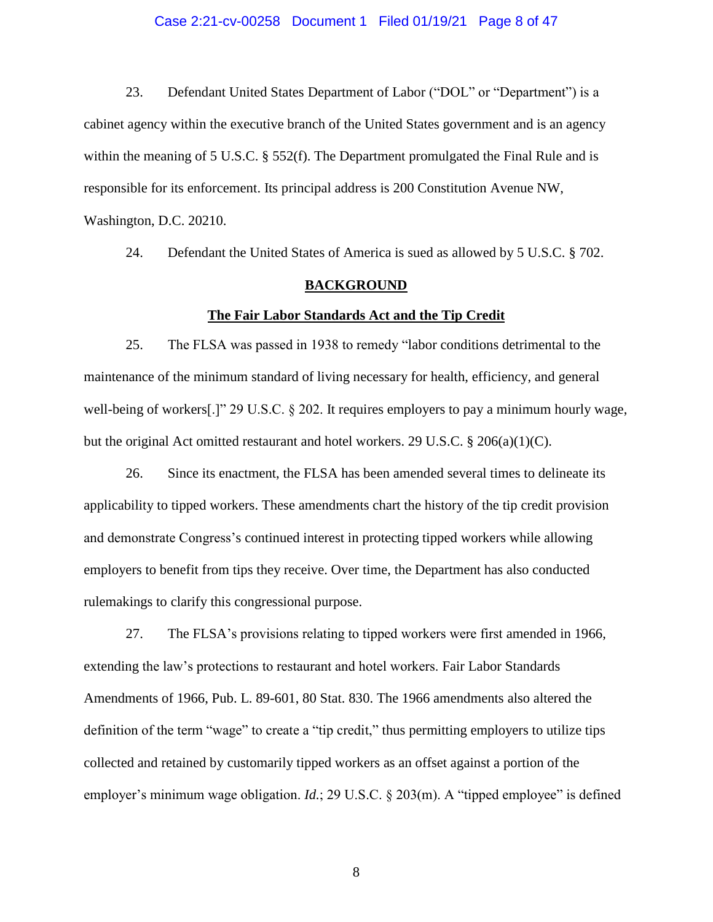23. Defendant United States Department of Labor ("DOL" or "Department") is a cabinet agency within the executive branch of the United States government and is an agency within the meaning of 5 U.S.C. § 552(f). The Department promulgated the Final Rule and is responsible for its enforcement. Its principal address is 200 Constitution Avenue NW, Washington, D.C. 20210.

24. Defendant the United States of America is sued as allowed by 5 U.S.C. § 702.

## BACKGROUND

### The Fair Labor Standards Act and the Tip Credit

25. The FLSA was passed in 1938 to remedy "labor conditions detrimental to the maintenance of the minimum standard of living necessary for health, efficiency, and general well-being of workers[.]" 29 U.S.C. § 202. It requires employers to pay a minimum hourly wage, but the original Act omitted restaurant and hotel workers. 29 U.S.C. § 206(a)(1)(C).

26. Since its enactment, the FLSA has been amended several times to delineate its applicability to tipped workers. These amendments chart the history of the tip credit provision and demonstrate Congress's continued interest in protecting tipped workers while allowing employers to benefit from tips they receive. Over time, the Department has also conducted rulemakings to clarify this congressional purpose.

27. The FLSA's provisions relating to tipped workers were first amended in 1966, extending the law's protections to restaurant and hotel workers. Fair Labor Standards Amendments of 1966, Pub. L. 89-601, 80 Stat. 830. The 1966 amendments also altered the definition of the term "wage" to create a "tip credit," thus permitting employers to utilize tips collected and retained by customarily tipped workers as an offset against a portion of the employer's minimum wage obligation. *Id.*; 29 U.S.C. § 203(m). A "tipped employee" is defined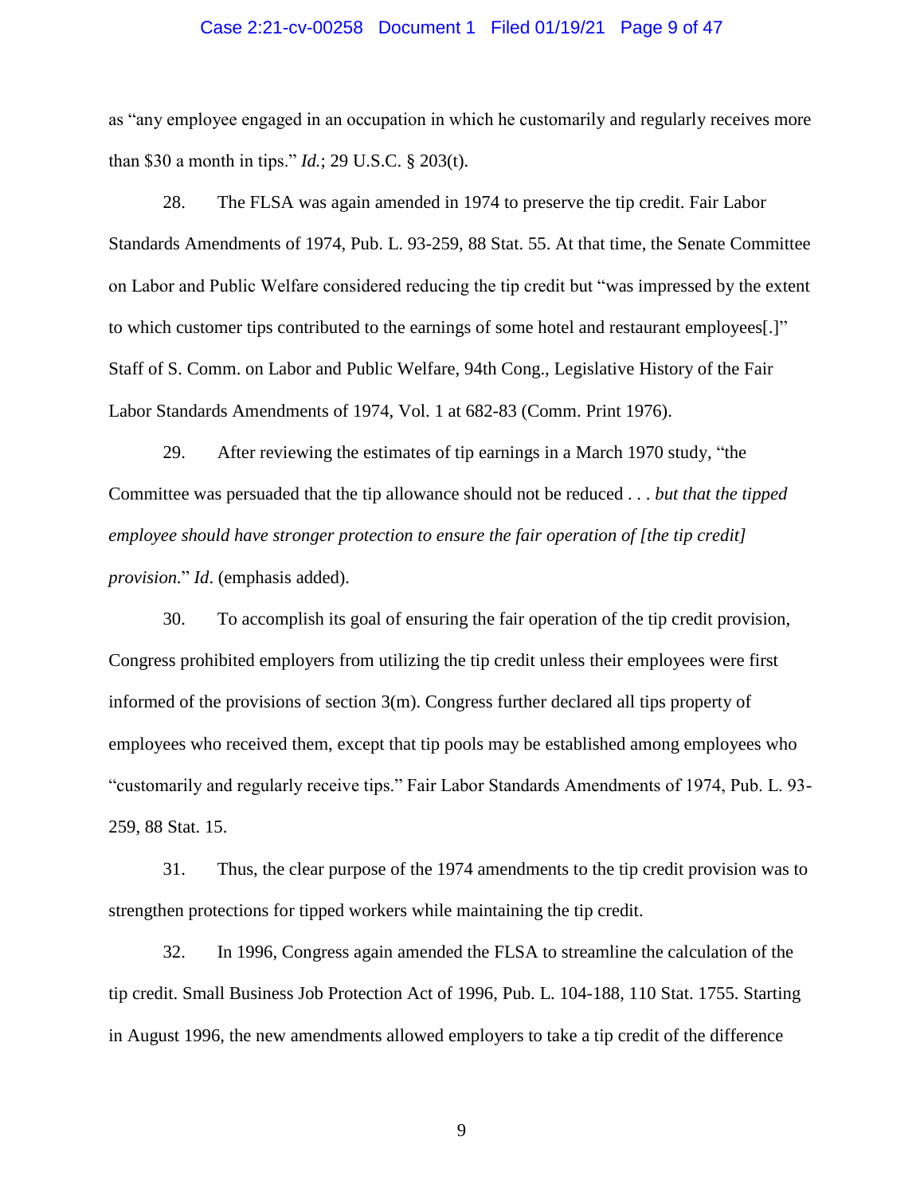as "any employee engaged in an occupation in which he customarily and regularly receives more than $30 a month in tips." *Id.*; 29 U.S.C. § 203(t).

28. The FLSA was again amended in 1974 to preserve the tip credit. Fair Labor Standards Amendments of 1974, Pub. L. 93-259, 88 Stat. 55. At that time, the Senate Committee on Labor and Public Welfare considered reducing the tip credit but "was impressed by the extent to which customer tips contributed to the earnings of some hotel and restaurant employees[.]" Staff of S. Comm. on Labor and Public Welfare, 94th Cong., Legislative History of the Fair Labor Standards Amendments of 1974, Vol. 1 at 682-83 (Comm. Print 1976).

29. After reviewing the estimates of tip earnings in a March 1970 study, "the Committee was persuaded that the tip allowance should not be reduced . . . *but that the tipped employee should have stronger protection to ensure the fair operation of [the tip credit] provision.*" *Id*. (emphasis added).

30. To accomplish its goal of ensuring the fair operation of the tip credit provision, Congress prohibited employers from utilizing the tip credit unless their employees were first informed of the provisions of section 3(m). Congress further declared all tips property of employees who received them, except that tip pools may be established among employees who "customarily and regularly receive tips." Fair Labor Standards Amendments of 1974, Pub. L. 93-259, 88 Stat. 15.

31. Thus, the clear purpose of the 1974 amendments to the tip credit provision was to strengthen protections for tipped workers while maintaining the tip credit.

32. In 1996, Congress again amended the FLSA to streamline the calculation of the tip credit. Small Business Job Protection Act of 1996, Pub. L. 104-188, 110 Stat. 1755. Starting in August 1996, the new amendments allowed employers to take a tip credit of the difference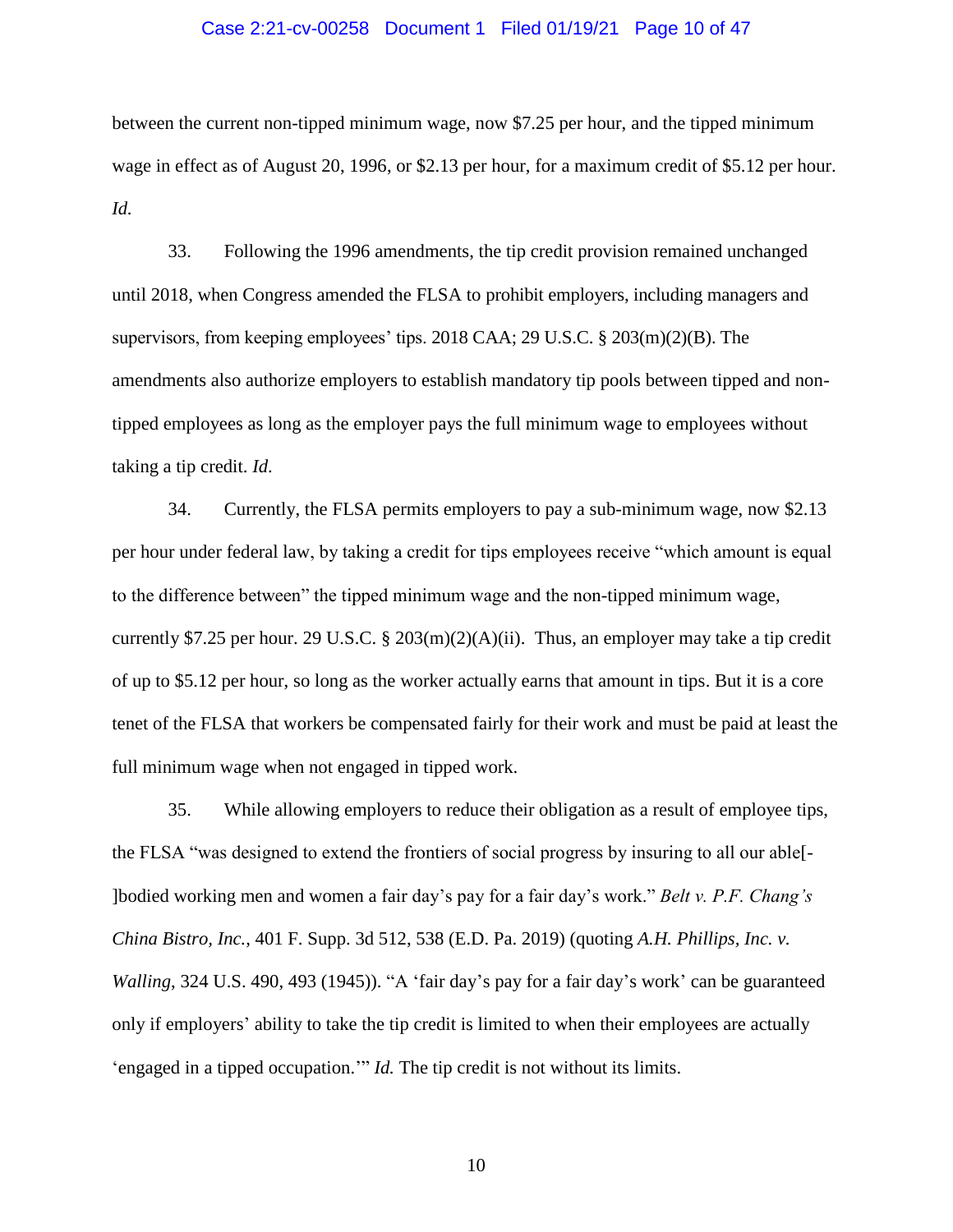between the current non-tipped minimum wage, now $7.25 per hour, and the tipped minimum wage in effect as of August 20, 1996, or $2.13 per hour, for a maximum credit of $5.12 per hour. *Id.*

33. Following the 1996 amendments, the tip credit provision remained unchanged until 2018, when Congress amended the FLSA to prohibit employers, including managers and supervisors, from keeping employees' tips. 2018 CAA; 29 U.S.C. § 203(m)(2)(B). The amendments also authorize employers to establish mandatory tip pools between tipped and non-tipped employees as long as the employer pays the full minimum wage to employees without taking a tip credit. *Id.*

34. Currently, the FLSA permits employers to pay a sub-minimum wage, now $2.13 per hour under federal law, by taking a credit for tips employees receive "which amount is equal to the difference between" the tipped minimum wage and the non-tipped minimum wage, currently $7.25 per hour. 29 U.S.C. § 203(m)(2)(A)(ii). Thus, an employer may take a tip credit of up to $5.12 per hour, so long as the worker actually earns that amount in tips. But it is a core tenet of the FLSA that workers be compensated fairly for their work and must be paid at least the full minimum wage when not engaged in tipped work.

35. While allowing employers to reduce their obligation as a result of employee tips, the FLSA "was designed to extend the frontiers of social progress by insuring to all our able[-]bodied working men and women a fair day's pay for a fair day's work." *Belt v. P.F. Chang's China Bistro, Inc.*, 401 F. Supp. 3d 512, 538 (E.D. Pa. 2019) (quoting *A.H. Phillips, Inc. v. Walling*, 324 U.S. 490, 493 (1945)). "A 'fair day's pay for a fair day's work' can be guaranteed only if employers' ability to take the tip credit is limited to when their employees are actually 'engaged in a tipped occupation.'" *Id.* The tip credit is not without its limits.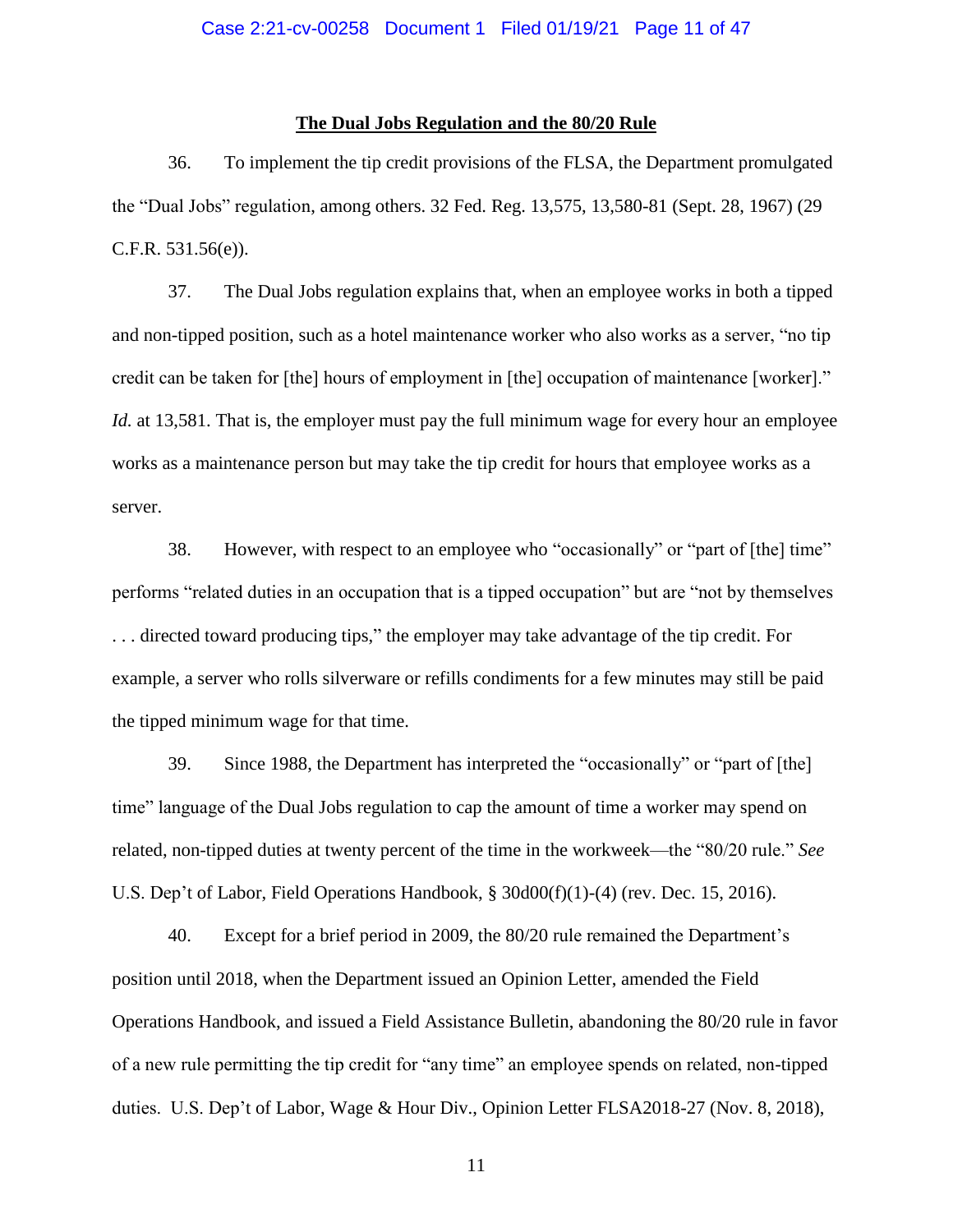**The Dual Jobs Regulation and the 80/20 Rule**

36. To implement the tip credit provisions of the FLSA, the Department promulgated the "Dual Jobs" regulation, among others. 32 Fed. Reg. 13,575, 13,580-81 (Sept. 28, 1967) (29 C.F.R. 531.56(e)).

37. The Dual Jobs regulation explains that, when an employee works in both a tipped and non-tipped position, such as a hotel maintenance worker who also works as a server, "no tip credit can be taken for [the] hours of employment in [the] occupation of maintenance [worker]." *Id.* at 13,581. That is, the employer must pay the full minimum wage for every hour an employee works as a maintenance person but may take the tip credit for hours that employee works as a server.

38. However, with respect to an employee who "occasionally" or "part of [the] time" performs "related duties in an occupation that is a tipped occupation" but are "not by themselves . . . directed toward producing tips," the employer may take advantage of the tip credit. For example, a server who rolls silverware or refills condiments for a few minutes may still be paid the tipped minimum wage for that time.

39. Since 1988, the Department has interpreted the "occasionally" or "part of [the] time" language of the Dual Jobs regulation to cap the amount of time a worker may spend on related, non-tipped duties at twenty percent of the time in the workweek—the "80/20 rule." *See* U.S. Dep't of Labor, Field Operations Handbook, § 30d00(f)(1)-(4) (rev. Dec. 15, 2016).

40. Except for a brief period in 2009, the 80/20 rule remained the Department's position until 2018, when the Department issued an Opinion Letter, amended the Field Operations Handbook, and issued a Field Assistance Bulletin, abandoning the 80/20 rule in favor of a new rule permitting the tip credit for "any time" an employee spends on related, non-tipped duties. U.S. Dep't of Labor, Wage & Hour Div., Opinion Letter FLSA2018-27 (Nov. 8, 2018),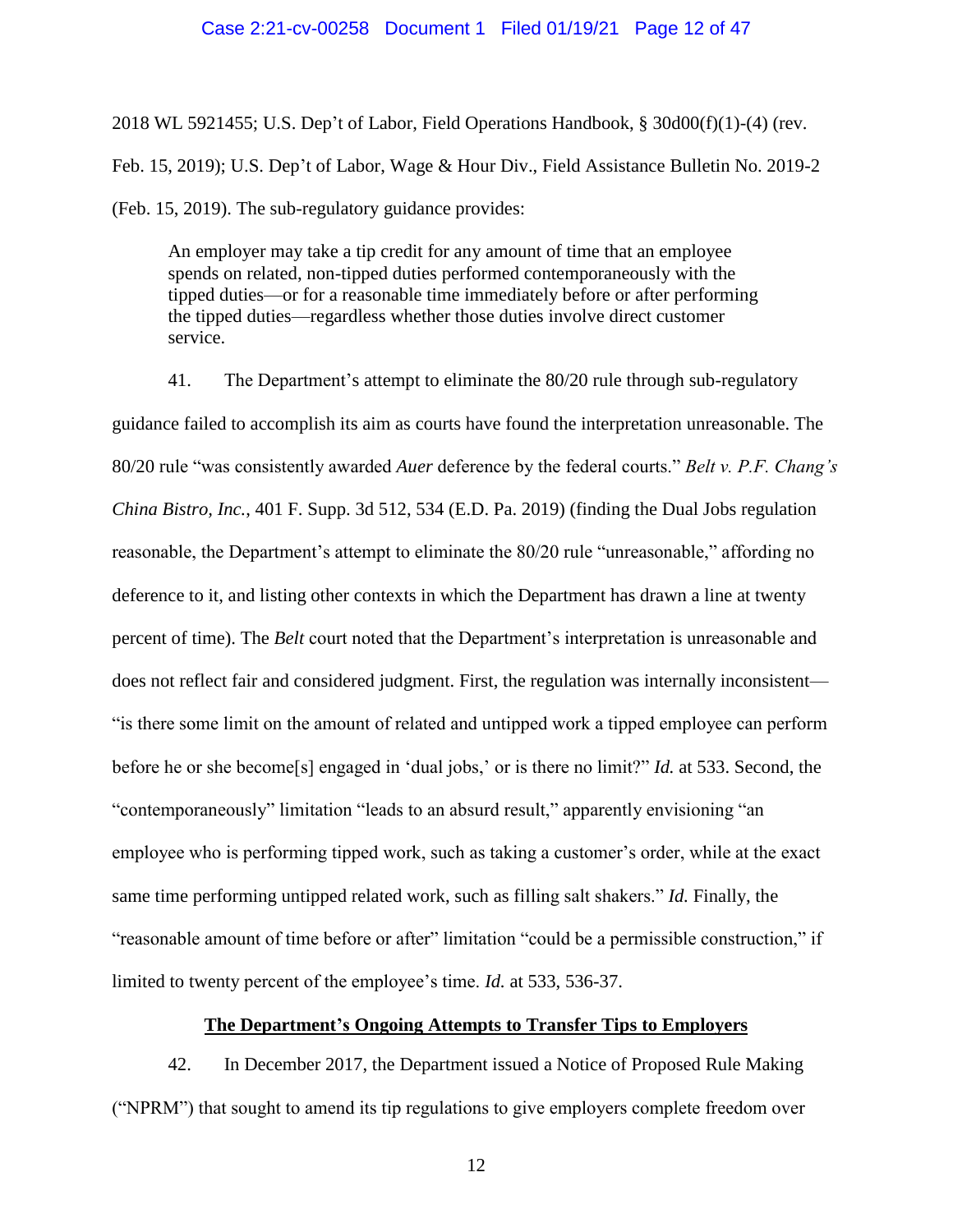2018 WL 5921455; U.S. Dep't of Labor, Field Operations Handbook, § 30d00(f)(1)-(4) (rev. Feb. 15, 2019); U.S. Dep't of Labor, Wage & Hour Div., Field Assistance Bulletin No. 2019-2 (Feb. 15, 2019). The sub-regulatory guidance provides:

> An employer may take a tip credit for any amount of time that an employee spends on related, non-tipped duties performed contemporaneously with the tipped duties—or for a reasonable time immediately before or after performing the tipped duties—regardless whether those duties involve direct customer service.

41. The Department's attempt to eliminate the 80/20 rule through sub-regulatory guidance failed to accomplish its aim as courts have found the interpretation unreasonable. The 80/20 rule "was consistently awarded *Auer* deference by the federal courts." *Belt v. P.F. Chang's China Bistro, Inc.*, 401 F. Supp. 3d 512, 534 (E.D. Pa. 2019) (finding the Dual Jobs regulation reasonable, the Department's attempt to eliminate the 80/20 rule "unreasonable," affording no deference to it, and listing other contexts in which the Department has drawn a line at twenty percent of time). The *Belt* court noted that the Department's interpretation is unreasonable and does not reflect fair and considered judgment. First, the regulation was internally inconsistent—"is there some limit on the amount of related and untipped work a tipped employee can perform before he or she become[s] engaged in 'dual jobs,' or is there no limit?" *Id.* at 533. Second, the "contemporaneously" limitation "leads to an absurd result," apparently envisioning "an employee who is performing tipped work, such as taking a customer's order, while at the exact same time performing untipped related work, such as filling salt shakers." *Id.* Finally, the "reasonable amount of time before or after" limitation "could be a permissible construction," if limited to twenty percent of the employee's time. *Id.* at 533, 536-37.

**The Department's Ongoing Attempts to Transfer Tips to Employers**

42. In December 2017, the Department issued a Notice of Proposed Rule Making ("NPRM") that sought to amend its tip regulations to give employers complete freedom over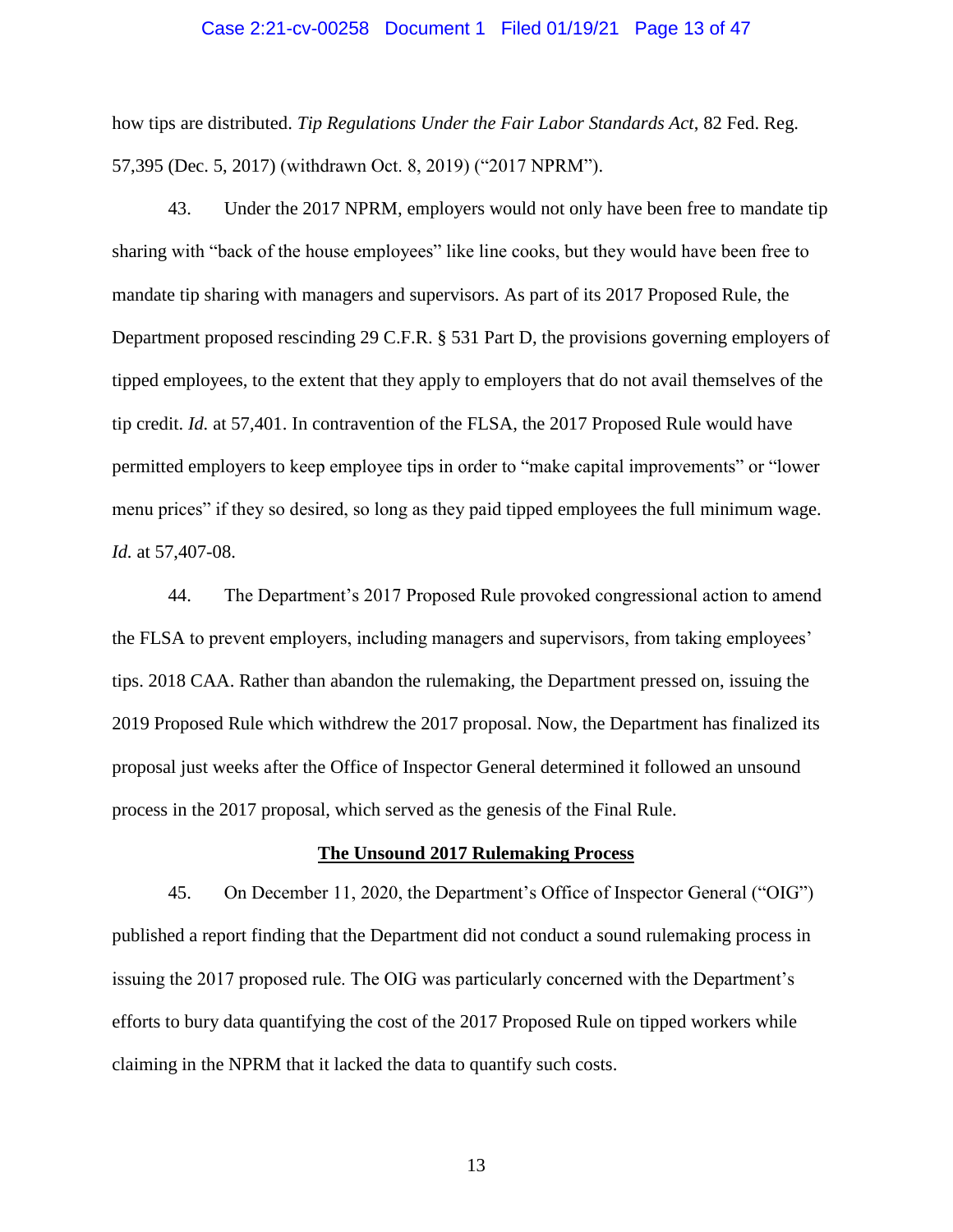how tips are distributed. *Tip Regulations Under the Fair Labor Standards Act*, 82 Fed. Reg. 57,395 (Dec. 5, 2017) (withdrawn Oct. 8, 2019) ("2017 NPRM").

43. Under the 2017 NPRM, employers would not only have been free to mandate tip sharing with "back of the house employees" like line cooks, but they would have been free to mandate tip sharing with managers and supervisors. As part of its 2017 Proposed Rule, the Department proposed rescinding 29 C.F.R. § 531 Part D, the provisions governing employers of tipped employees, to the extent that they apply to employers that do not avail themselves of the tip credit. *Id.* at 57,401. In contravention of the FLSA, the 2017 Proposed Rule would have permitted employers to keep employee tips in order to "make capital improvements" or "lower menu prices" if they so desired, so long as they paid tipped employees the full minimum wage. *Id.* at 57,407-08.

44. The Department's 2017 Proposed Rule provoked congressional action to amend the FLSA to prevent employers, including managers and supervisors, from taking employees' tips. 2018 CAA. Rather than abandon the rulemaking, the Department pressed on, issuing the 2019 Proposed Rule which withdrew the 2017 proposal. Now, the Department has finalized its proposal just weeks after the Office of Inspector General determined it followed an unsound process in the 2017 proposal, which served as the genesis of the Final Rule.

**The Unsound 2017 Rulemaking Process**

45. On December 11, 2020, the Department's Office of Inspector General ("OIG") published a report finding that the Department did not conduct a sound rulemaking process in issuing the 2017 proposed rule. The OIG was particularly concerned with the Department's efforts to bury data quantifying the cost of the 2017 Proposed Rule on tipped workers while claiming in the NPRM that it lacked the data to quantify such costs.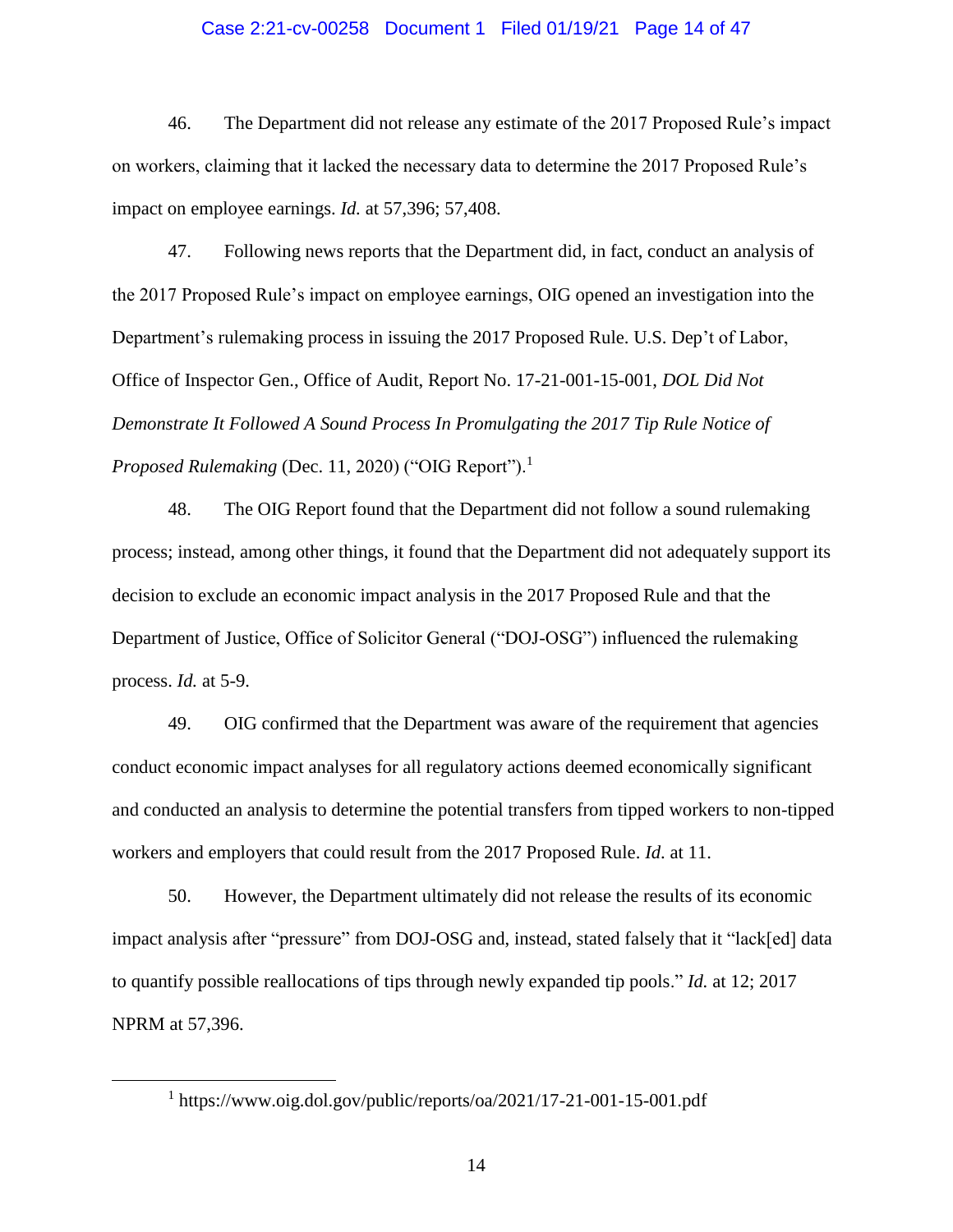46. The Department did not release any estimate of the 2017 Proposed Rule's impact on workers, claiming that it lacked the necessary data to determine the 2017 Proposed Rule's impact on employee earnings. *Id.* at 57,396; 57,408.

47. Following news reports that the Department did, in fact, conduct an analysis of the 2017 Proposed Rule's impact on employee earnings, OIG opened an investigation into the Department's rulemaking process in issuing the 2017 Proposed Rule. U.S. Dep't of Labor, Office of Inspector Gen., Office of Audit, Report No. 17-21-001-15-001, *DOL Did Not Demonstrate It Followed A Sound Process In Promulgating the 2017 Tip Rule Notice of Proposed Rulemaking* (Dec. 11, 2020) ("OIG Report").[1]

48. The OIG Report found that the Department did not follow a sound rulemaking process; instead, among other things, it found that the Department did not adequately support its decision to exclude an economic impact analysis in the 2017 Proposed Rule and that the Department of Justice, Office of Solicitor General ("DOJ-OSG") influenced the rulemaking process. *Id.* at 5-9.

49. OIG confirmed that the Department was aware of the requirement that agencies conduct economic impact analyses for all regulatory actions deemed economically significant and conducted an analysis to determine the potential transfers from tipped workers to non-tipped workers and employers that could result from the 2017 Proposed Rule. *Id.* at 11.

50. However, the Department ultimately did not release the results of its economic impact analysis after "pressure" from DOJ-OSG and, instead, stated falsely that it "lack[ed] data to quantify possible reallocations of tips through newly expanded tip pools." *Id.* at 12; 2017 NPRM at 57,396.

---

[1] https://www.oig.dol.gov/public/reports/oa/2021/17-21-001-15-001.pdf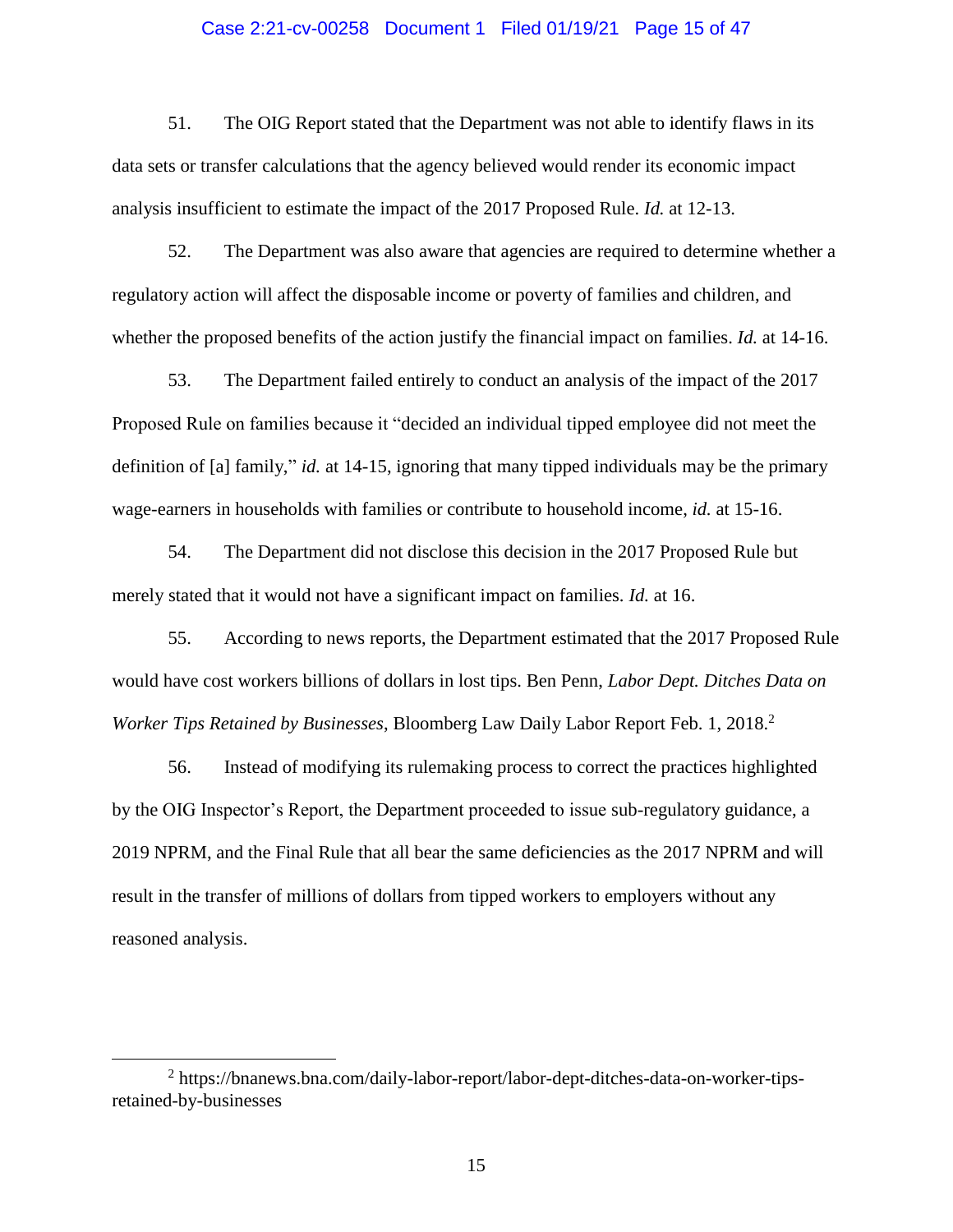51. The OIG Report stated that the Department was not able to identify flaws in its data sets or transfer calculations that the agency believed would render its economic impact analysis insufficient to estimate the impact of the 2017 Proposed Rule. *Id.* at 12-13.

52. The Department was also aware that agencies are required to determine whether a regulatory action will affect the disposable income or poverty of families and children, and whether the proposed benefits of the action justify the financial impact on families. *Id.* at 14-16.

53. The Department failed entirely to conduct an analysis of the impact of the 2017 Proposed Rule on families because it "decided an individual tipped employee did not meet the definition of [a] family," *id.* at 14-15, ignoring that many tipped individuals may be the primary wage-earners in households with families or contribute to household income, *id.* at 15-16.

54. The Department did not disclose this decision in the 2017 Proposed Rule but merely stated that it would not have a significant impact on families. *Id.* at 16.

55. According to news reports, the Department estimated that the 2017 Proposed Rule would have cost workers billions of dollars in lost tips. Ben Penn, *Labor Dept. Ditches Data on Worker Tips Retained by Businesses*, Bloomberg Law Daily Labor Report Feb. 1, 2018.[2]

56. Instead of modifying its rulemaking process to correct the practices highlighted by the OIG Inspector's Report, the Department proceeded to issue sub-regulatory guidance, a 2019 NPRM, and the Final Rule that all bear the same deficiencies as the 2017 NPRM and will result in the transfer of millions of dollars from tipped workers to employers without any reasoned analysis.

---

[2] https://bnanews.bna.com/daily-labor-report/labor-dept-ditches-data-on-worker-tips-retained-by-businesses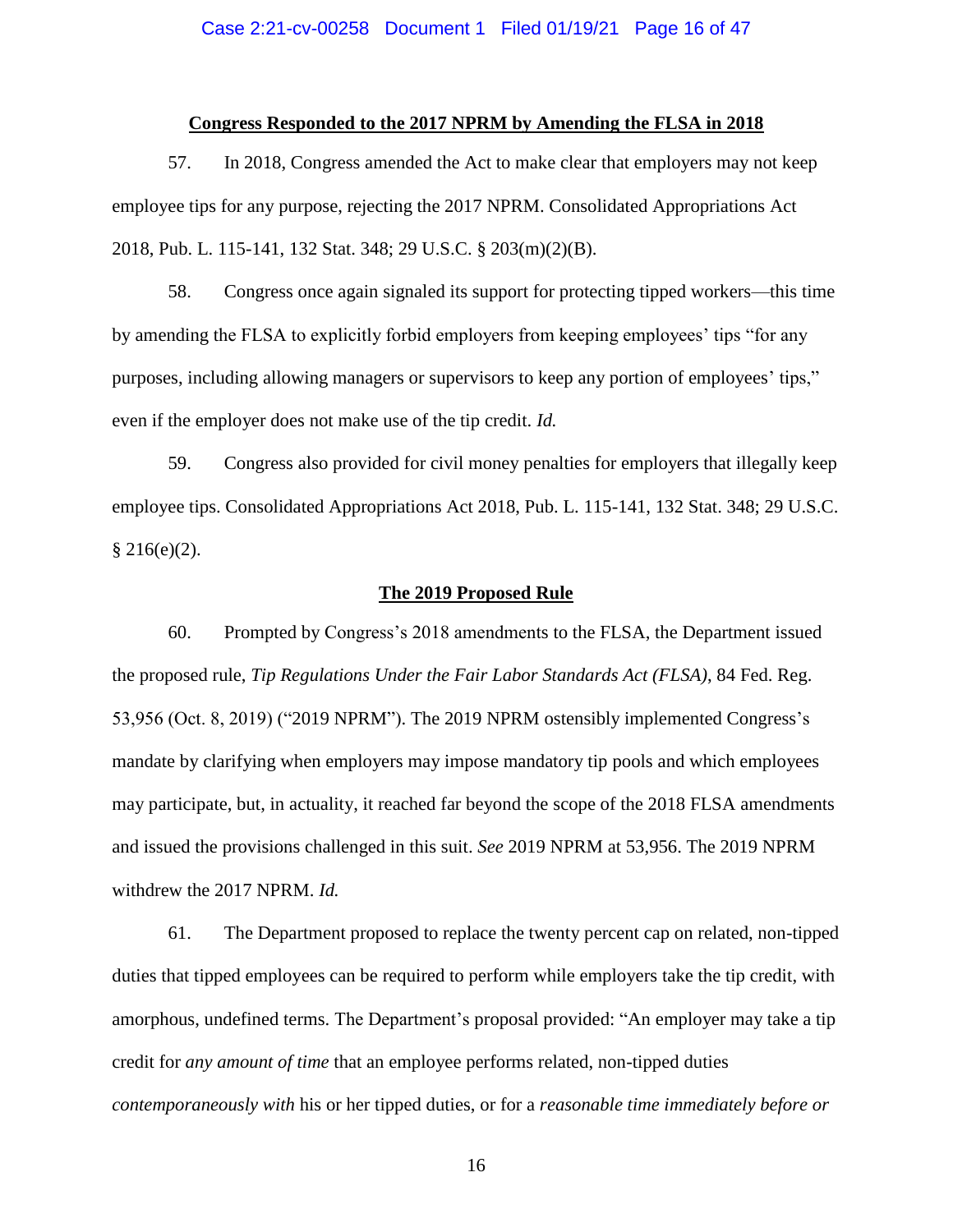**Congress Responded to the 2017 NPRM by Amending the FLSA in 2018**

57. In 2018, Congress amended the Act to make clear that employers may not keep employee tips for any purpose, rejecting the 2017 NPRM. Consolidated Appropriations Act 2018, Pub. L. 115-141, 132 Stat. 348; 29 U.S.C. § 203(m)(2)(B).

58. Congress once again signaled its support for protecting tipped workers—this time by amending the FLSA to explicitly forbid employers from keeping employees' tips "for any purposes, including allowing managers or supervisors to keep any portion of employees' tips," even if the employer does not make use of the tip credit. *Id.*

59. Congress also provided for civil money penalties for employers that illegally keep employee tips. Consolidated Appropriations Act 2018, Pub. L. 115-141, 132 Stat. 348; 29 U.S.C. § 216(e)(2).

**The 2019 Proposed Rule**

60. Prompted by Congress's 2018 amendments to the FLSA, the Department issued the proposed rule, *Tip Regulations Under the Fair Labor Standards Act (FLSA)*, 84 Fed. Reg. 53,956 (Oct. 8, 2019) ("2019 NPRM"). The 2019 NPRM ostensibly implemented Congress's mandate by clarifying when employers may impose mandatory tip pools and which employees may participate, but, in actuality, it reached far beyond the scope of the 2018 FLSA amendments and issued the provisions challenged in this suit. *See* 2019 NPRM at 53,956. The 2019 NPRM withdrew the 2017 NPRM. *Id.*

61. The Department proposed to replace the twenty percent cap on related, non-tipped duties that tipped employees can be required to perform while employers take the tip credit, with amorphous, undefined terms. The Department's proposal provided: "An employer may take a tip credit for *any amount of time* that an employee performs related, non-tipped duties *contemporaneously with* his or her tipped duties, or for a *reasonable time immediately before or*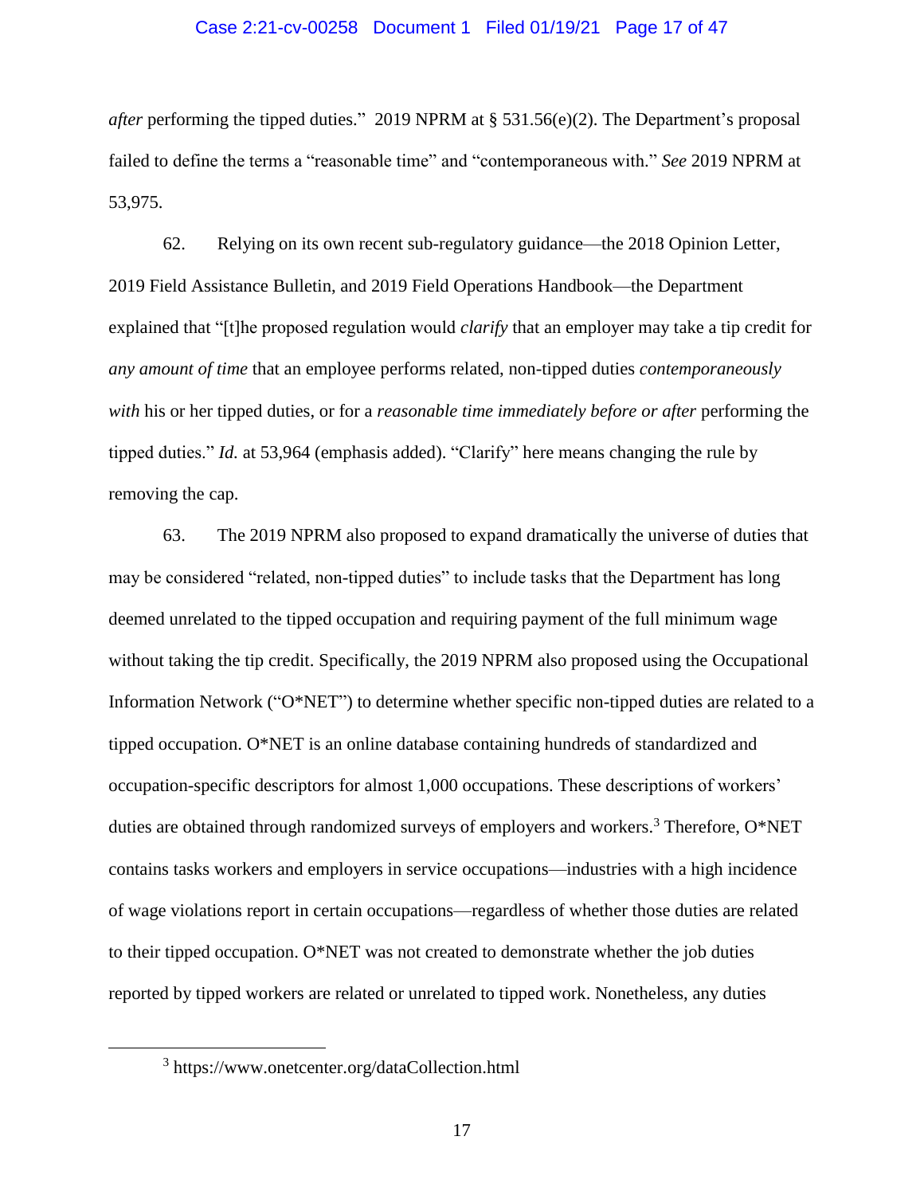*after* performing the tipped duties." 2019 NPRM at § 531.56(e)(2). The Department's proposal failed to define the terms a "reasonable time" and "contemporaneous with." *See* 2019 NPRM at 53,975.

62. Relying on its own recent sub-regulatory guidance—the 2018 Opinion Letter, 2019 Field Assistance Bulletin, and 2019 Field Operations Handbook—the Department explained that "[t]he proposed regulation would *clarify* that an employer may take a tip credit for *any amount of time* that an employee performs related, non-tipped duties *contemporaneously with* his or her tipped duties, or for a *reasonable time immediately before or after* performing the tipped duties." *Id.* at 53,964 (emphasis added). "Clarify" here means changing the rule by removing the cap.

63. The 2019 NPRM also proposed to expand dramatically the universe of duties that may be considered "related, non-tipped duties" to include tasks that the Department has long deemed unrelated to the tipped occupation and requiring payment of the full minimum wage without taking the tip credit. Specifically, the 2019 NPRM also proposed using the Occupational Information Network ("O*NET") to determine whether specific non-tipped duties are related to a tipped occupation. O*NET is an online database containing hundreds of standardized and occupation-specific descriptors for almost 1,000 occupations. These descriptions of workers' duties are obtained through randomized surveys of employers and workers.[3] Therefore, O*NET contains tasks workers and employers in service occupations—industries with a high incidence of wage violations report in certain occupations—regardless of whether those duties are related to their tipped occupation. O*NET was not created to demonstrate whether the job duties reported by tipped workers are related or unrelated to tipped work. Nonetheless, any duties

[3] https://www.onetcenter.org/dataCollection.html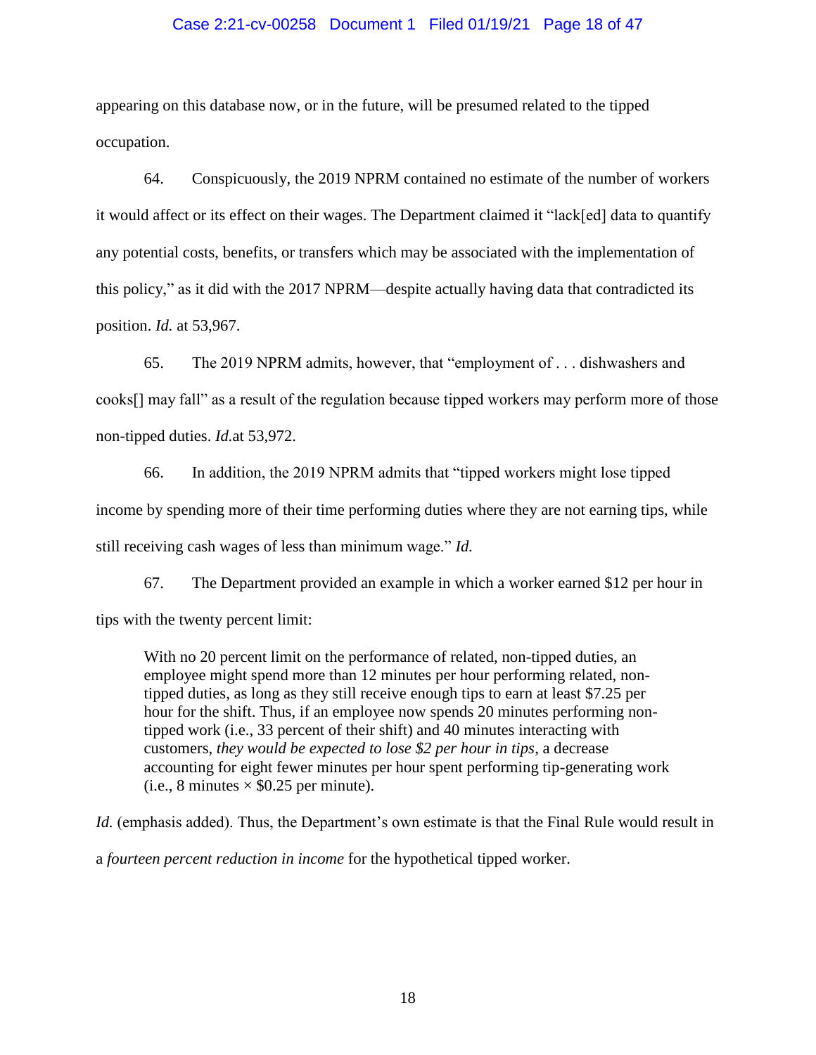appearing on this database now, or in the future, will be presumed related to the tipped occupation.

64. Conspicuously, the 2019 NPRM contained no estimate of the number of workers it would affect or its effect on their wages. The Department claimed it "lack[ed] data to quantify any potential costs, benefits, or transfers which may be associated with the implementation of this policy," as it did with the 2017 NPRM—despite actually having data that contradicted its position. *Id.* at 53,967.

65. The 2019 NPRM admits, however, that "employment of . . . dishwashers and cooks[] may fall" as a result of the regulation because tipped workers may perform more of those non-tipped duties. *Id.*at 53,972.

66. In addition, the 2019 NPRM admits that "tipped workers might lose tipped income by spending more of their time performing duties where they are not earning tips, while still receiving cash wages of less than minimum wage." *Id.*

67. The Department provided an example in which a worker earned $12 per hour in tips with the twenty percent limit:

> With no 20 percent limit on the performance of related, non-tipped duties, an employee might spend more than 12 minutes per hour performing related, non-tipped duties, as long as they still receive enough tips to earn at least $7.25 per hour for the shift. Thus, if an employee now spends 20 minutes performing non-tipped work (i.e., 33 percent of their shift) and 40 minutes interacting with customers, *they would be expected to lose $2 per hour in tips*, a decrease accounting for eight fewer minutes per hour spent performing tip-generating work (i.e., 8 minutes × $0.25 per minute).

*Id.* (emphasis added). Thus, the Department's own estimate is that the Final Rule would result in a *fourteen percent reduction in income* for the hypothetical tipped worker.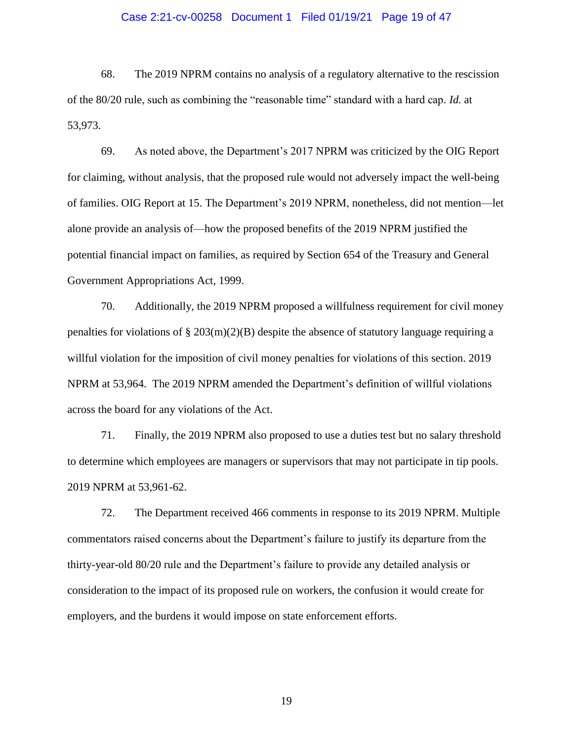68. The 2019 NPRM contains no analysis of a regulatory alternative to the rescission of the 80/20 rule, such as combining the "reasonable time" standard with a hard cap. *Id.* at 53,973.

69. As noted above, the Department's 2017 NPRM was criticized by the OIG Report for claiming, without analysis, that the proposed rule would not adversely impact the well-being of families. OIG Report at 15. The Department's 2019 NPRM, nonetheless, did not mention—let alone provide an analysis of—how the proposed benefits of the 2019 NPRM justified the potential financial impact on families, as required by Section 654 of the Treasury and General Government Appropriations Act, 1999.

70. Additionally, the 2019 NPRM proposed a willfulness requirement for civil money penalties for violations of § 203(m)(2)(B) despite the absence of statutory language requiring a willful violation for the imposition of civil money penalties for violations of this section. 2019 NPRM at 53,964. The 2019 NPRM amended the Department's definition of willful violations across the board for any violations of the Act.

71. Finally, the 2019 NPRM also proposed to use a duties test but no salary threshold to determine which employees are managers or supervisors that may not participate in tip pools. 2019 NPRM at 53,961-62.

72. The Department received 466 comments in response to its 2019 NPRM. Multiple commentators raised concerns about the Department's failure to justify its departure from the thirty-year-old 80/20 rule and the Department's failure to provide any detailed analysis or consideration to the impact of its proposed rule on workers, the confusion it would create for employers, and the burdens it would impose on state enforcement efforts.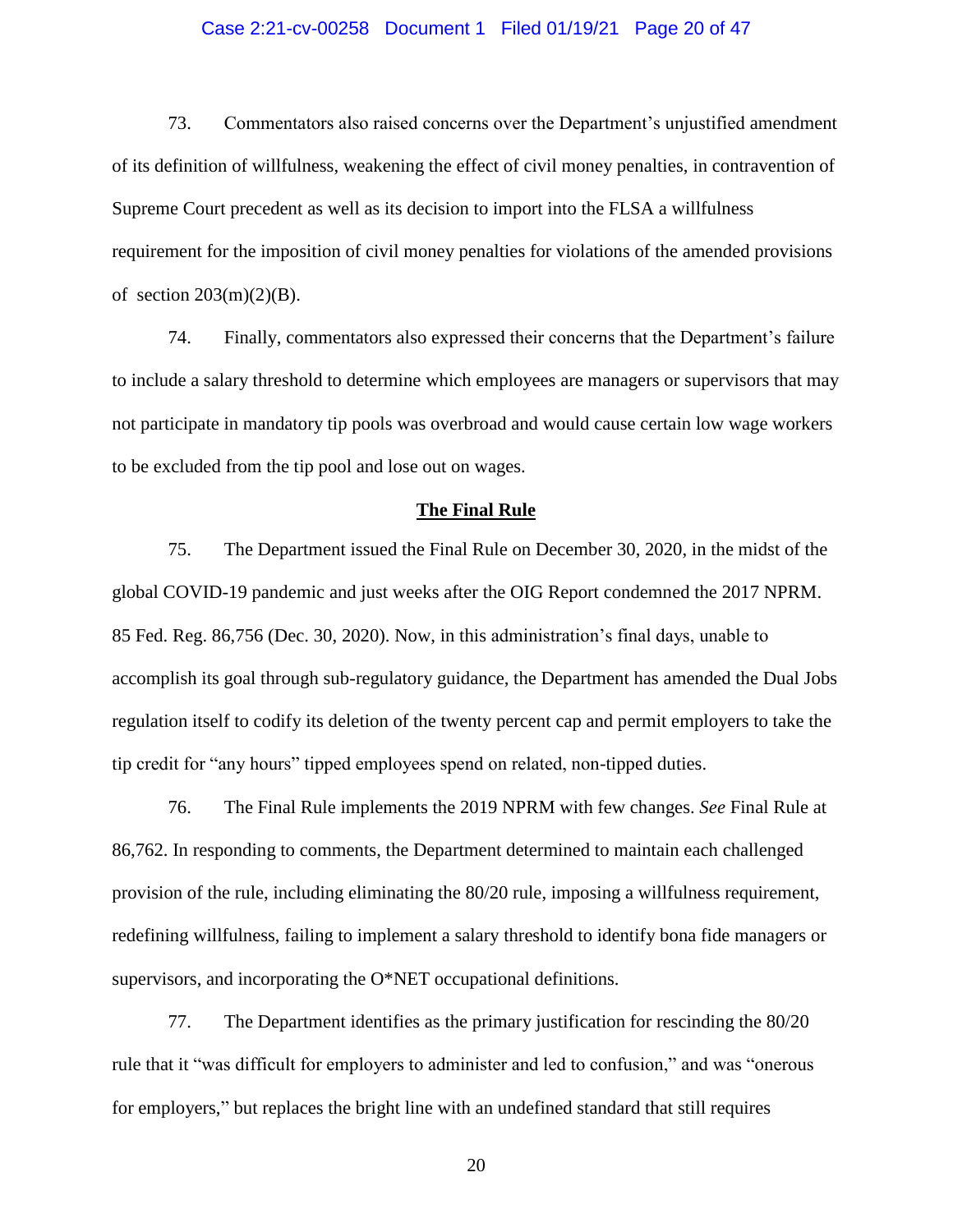73. Commentators also raised concerns over the Department's unjustified amendment of its definition of willfulness, weakening the effect of civil money penalties, in contravention of Supreme Court precedent as well as its decision to import into the FLSA a willfulness requirement for the imposition of civil money penalties for violations of the amended provisions of section 203(m)(2)(B).

74. Finally, commentators also expressed their concerns that the Department's failure to include a salary threshold to determine which employees are managers or supervisors that may not participate in mandatory tip pools was overbroad and would cause certain low wage workers to be excluded from the tip pool and lose out on wages.

**The Final Rule**

75. The Department issued the Final Rule on December 30, 2020, in the midst of the global COVID-19 pandemic and just weeks after the OIG Report condemned the 2017 NPRM. 85 Fed. Reg. 86,756 (Dec. 30, 2020). Now, in this administration's final days, unable to accomplish its goal through sub-regulatory guidance, the Department has amended the Dual Jobs regulation itself to codify its deletion of the twenty percent cap and permit employers to take the tip credit for "any hours" tipped employees spend on related, non-tipped duties.

76. The Final Rule implements the 2019 NPRM with few changes. *See* Final Rule at 86,762. In responding to comments, the Department determined to maintain each challenged provision of the rule, including eliminating the 80/20 rule, imposing a willfulness requirement, redefining willfulness, failing to implement a salary threshold to identify bona fide managers or supervisors, and incorporating the O*NET occupational definitions.

77. The Department identifies as the primary justification for rescinding the 80/20 rule that it "was difficult for employers to administer and led to confusion," and was "onerous for employers," but replaces the bright line with an undefined standard that still requires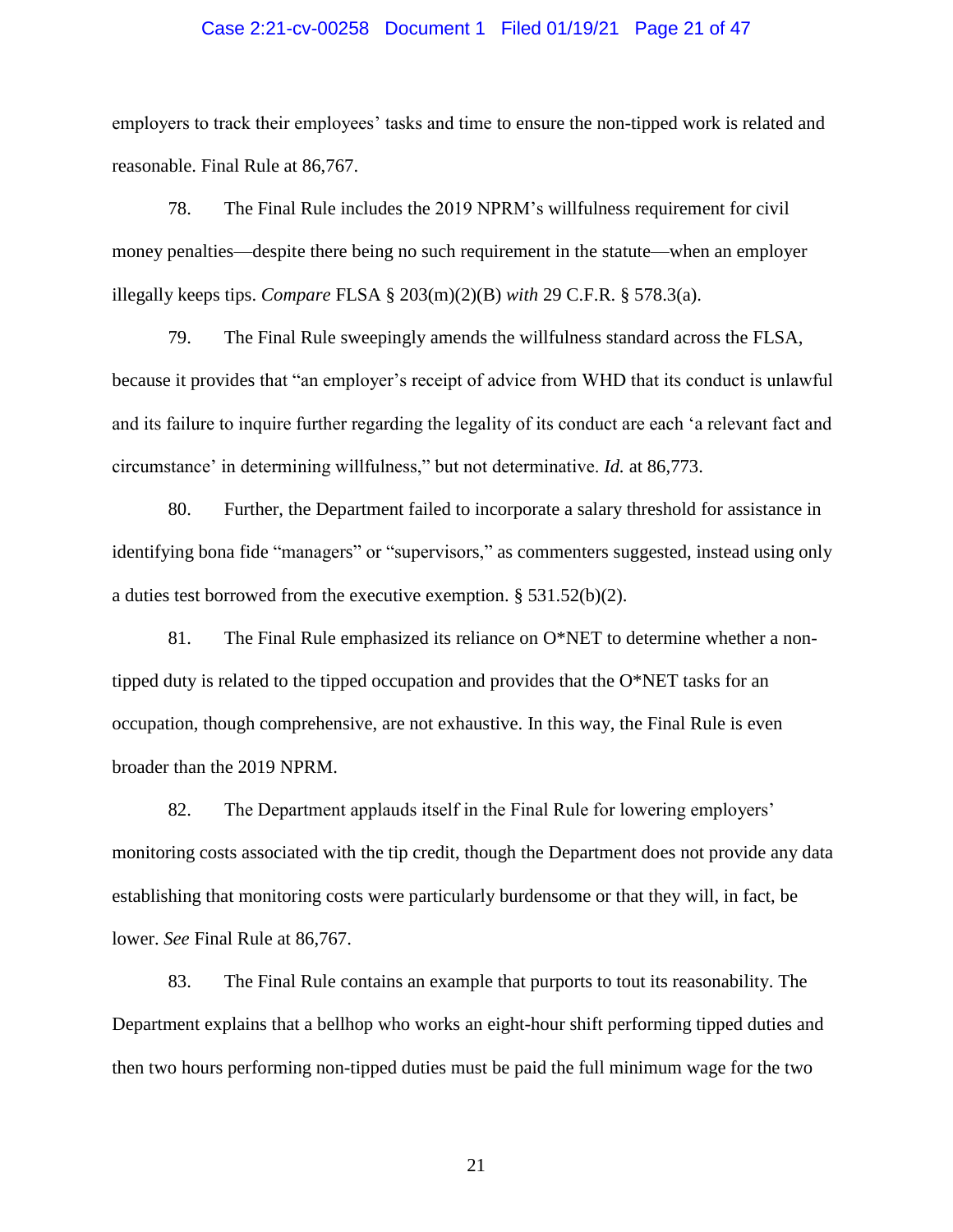employers to track their employees' tasks and time to ensure the non-tipped work is related and reasonable. Final Rule at 86,767.

78. The Final Rule includes the 2019 NPRM's willfulness requirement for civil money penalties—despite there being no such requirement in the statute—when an employer illegally keeps tips. *Compare* FLSA § 203(m)(2)(B) *with* 29 C.F.R. § 578.3(a).

79. The Final Rule sweepingly amends the willfulness standard across the FLSA, because it provides that "an employer's receipt of advice from WHD that its conduct is unlawful and its failure to inquire further regarding the legality of its conduct are each 'a relevant fact and circumstance' in determining willfulness," but not determinative. *Id.* at 86,773.

80. Further, the Department failed to incorporate a salary threshold for assistance in identifying bona fide "managers" or "supervisors," as commenters suggested, instead using only a duties test borrowed from the executive exemption. § 531.52(b)(2).

81. The Final Rule emphasized its reliance on O*NET to determine whether a non-tipped duty is related to the tipped occupation and provides that the O*NET tasks for an occupation, though comprehensive, are not exhaustive. In this way, the Final Rule is even broader than the 2019 NPRM.

82. The Department applauds itself in the Final Rule for lowering employers' monitoring costs associated with the tip credit, though the Department does not provide any data establishing that monitoring costs were particularly burdensome or that they will, in fact, be lower. *See* Final Rule at 86,767.

83. The Final Rule contains an example that purports to tout its reasonability. The Department explains that a bellhop who works an eight-hour shift performing tipped duties and then two hours performing non-tipped duties must be paid the full minimum wage for the two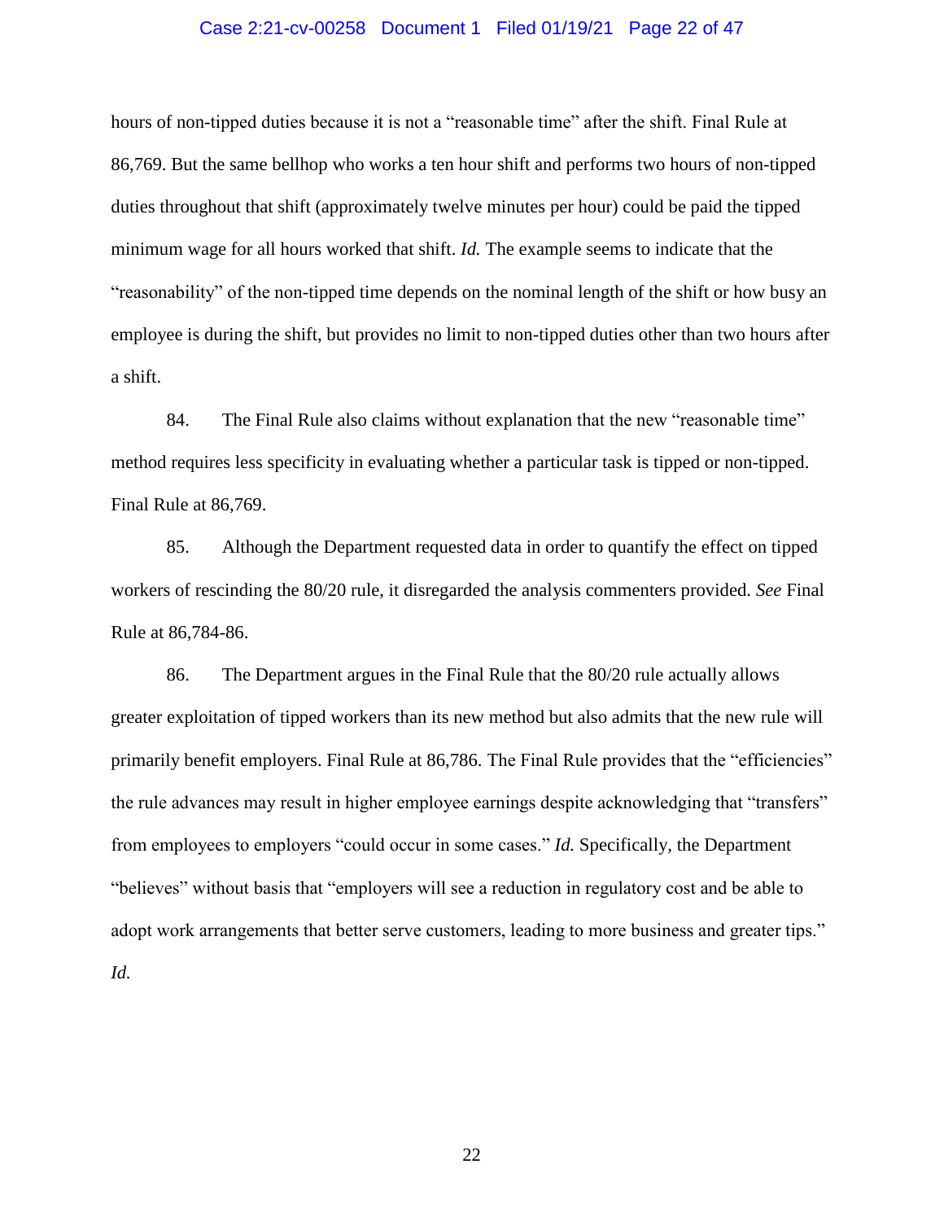hours of non-tipped duties because it is not a "reasonable time" after the shift. Final Rule at 86,769. But the same bellhop who works a ten hour shift and performs two hours of non-tipped duties throughout that shift (approximately twelve minutes per hour) could be paid the tipped minimum wage for all hours worked that shift. *Id.* The example seems to indicate that the "reasonability" of the non-tipped time depends on the nominal length of the shift or how busy an employee is during the shift, but provides no limit to non-tipped duties other than two hours after a shift.

84. The Final Rule also claims without explanation that the new "reasonable time" method requires less specificity in evaluating whether a particular task is tipped or non-tipped. Final Rule at 86,769.

85. Although the Department requested data in order to quantify the effect on tipped workers of rescinding the 80/20 rule, it disregarded the analysis commenters provided. *See* Final Rule at 86,784-86.

86. The Department argues in the Final Rule that the 80/20 rule actually allows greater exploitation of tipped workers than its new method but also admits that the new rule will primarily benefit employers. Final Rule at 86,786. The Final Rule provides that the "efficiencies" the rule advances may result in higher employee earnings despite acknowledging that "transfers" from employees to employers "could occur in some cases." *Id.* Specifically, the Department "believes" without basis that "employers will see a reduction in regulatory cost and be able to adopt work arrangements that better serve customers, leading to more business and greater tips." *Id.*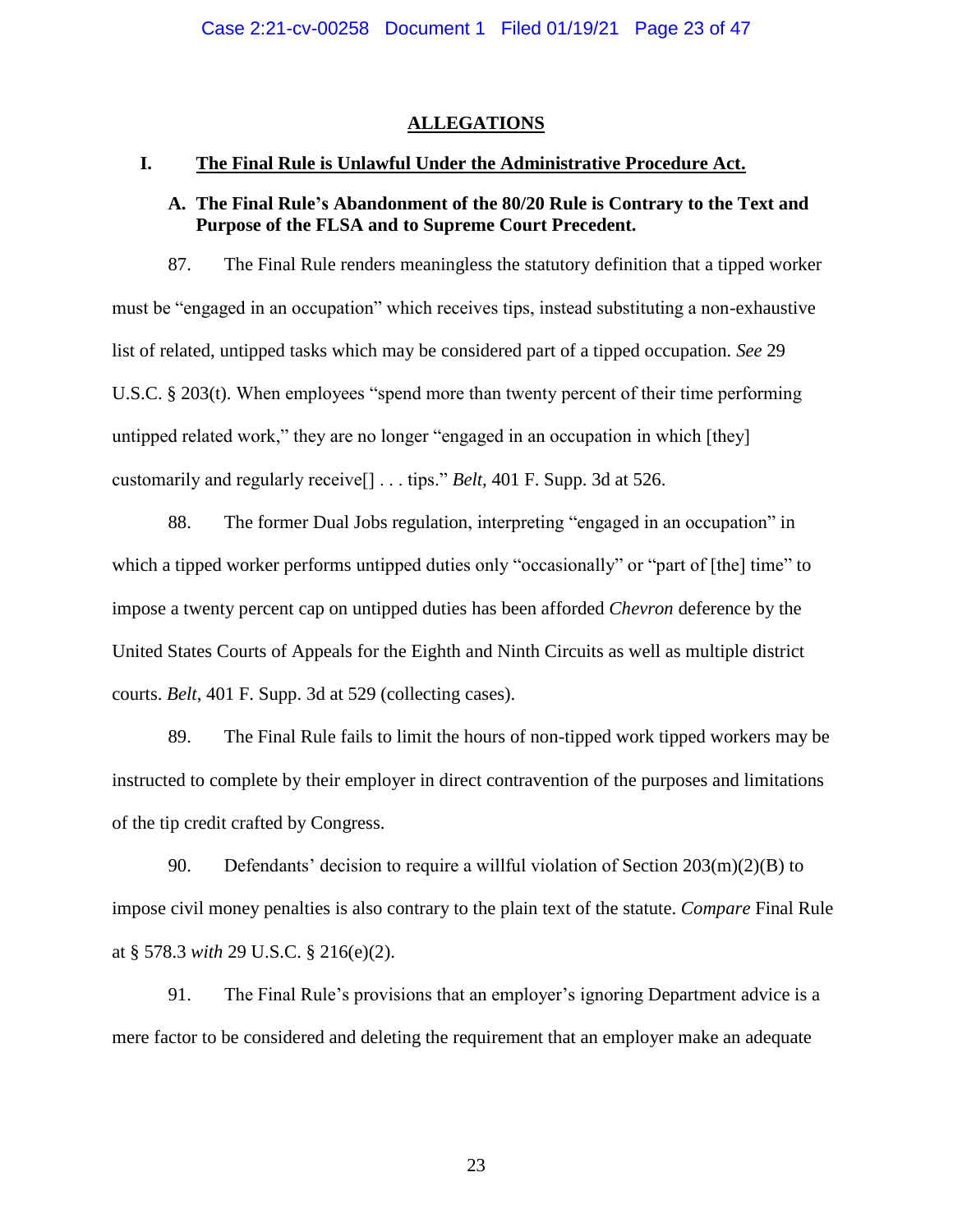## ALLEGATIONS

### I. The Final Rule is Unlawful Under the Administrative Procedure Act.

#### A. The Final Rule's Abandonment of the 80/20 Rule is Contrary to the Text and Purpose of the FLSA and to Supreme Court Precedent.

87. The Final Rule renders meaningless the statutory definition that a tipped worker must be "engaged in an occupation" which receives tips, instead substituting a non-exhaustive list of related, untipped tasks which may be considered part of a tipped occupation. *See* 29 U.S.C. § 203(t). When employees "spend more than twenty percent of their time performing untipped related work," they are no longer "engaged in an occupation in which [they] customarily and regularly receive[] . . . tips." *Belt*, 401 F. Supp. 3d at 526.

88. The former Dual Jobs regulation, interpreting "engaged in an occupation" in which a tipped worker performs untipped duties only "occasionally" or "part of [the] time" to impose a twenty percent cap on untipped duties has been afforded *Chevron* deference by the United States Courts of Appeals for the Eighth and Ninth Circuits as well as multiple district courts. *Belt*, 401 F. Supp. 3d at 529 (collecting cases).

89. The Final Rule fails to limit the hours of non-tipped work tipped workers may be instructed to complete by their employer in direct contravention of the purposes and limitations of the tip credit crafted by Congress.

90. Defendants' decision to require a willful violation of Section 203(m)(2)(B) to impose civil money penalties is also contrary to the plain text of the statute. *Compare* Final Rule at § 578.3 *with* 29 U.S.C. § 216(e)(2).

91. The Final Rule's provisions that an employer's ignoring Department advice is a mere factor to be considered and deleting the requirement that an employer make an adequate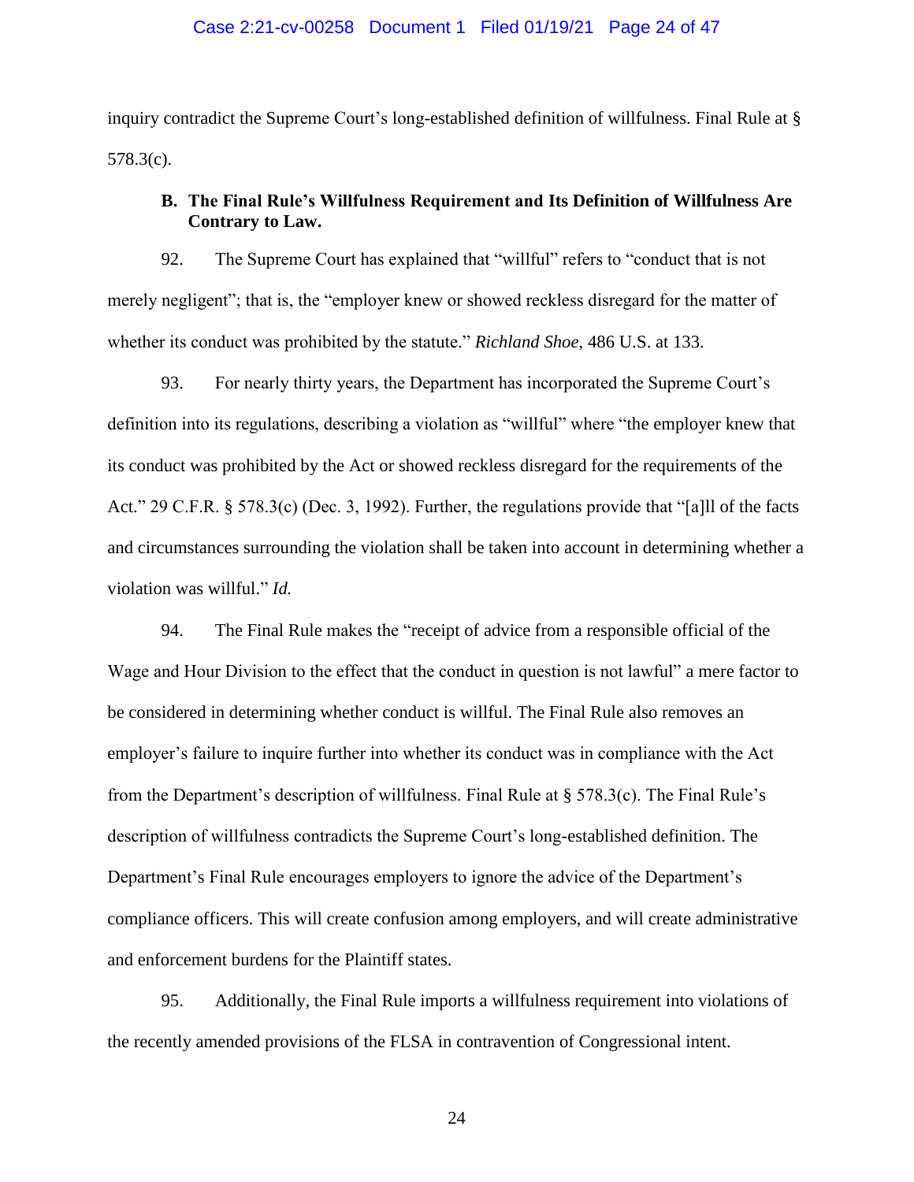inquiry contradict the Supreme Court's long-established definition of willfulness. Final Rule at § 578.3(c).

**B. The Final Rule's Willfulness Requirement and Its Definition of Willfulness Are Contrary to Law.**

92. The Supreme Court has explained that "willful" refers to "conduct that is not merely negligent"; that is, the "employer knew or showed reckless disregard for the matter of whether its conduct was prohibited by the statute." *Richland Shoe*, 486 U.S. at 133.

93. For nearly thirty years, the Department has incorporated the Supreme Court's definition into its regulations, describing a violation as "willful" where "the employer knew that its conduct was prohibited by the Act or showed reckless disregard for the requirements of the Act." 29 C.F.R. § 578.3(c) (Dec. 3, 1992). Further, the regulations provide that "[a]ll of the facts and circumstances surrounding the violation shall be taken into account in determining whether a violation was willful." *Id.*

94. The Final Rule makes the "receipt of advice from a responsible official of the Wage and Hour Division to the effect that the conduct in question is not lawful" a mere factor to be considered in determining whether conduct is willful. The Final Rule also removes an employer's failure to inquire further into whether its conduct was in compliance with the Act from the Department's description of willfulness. Final Rule at § 578.3(c). The Final Rule's description of willfulness contradicts the Supreme Court's long-established definition. The Department's Final Rule encourages employers to ignore the advice of the Department's compliance officers. This will create confusion among employers, and will create administrative and enforcement burdens for the Plaintiff states.

95. Additionally, the Final Rule imports a willfulness requirement into violations of the recently amended provisions of the FLSA in contravention of Congressional intent.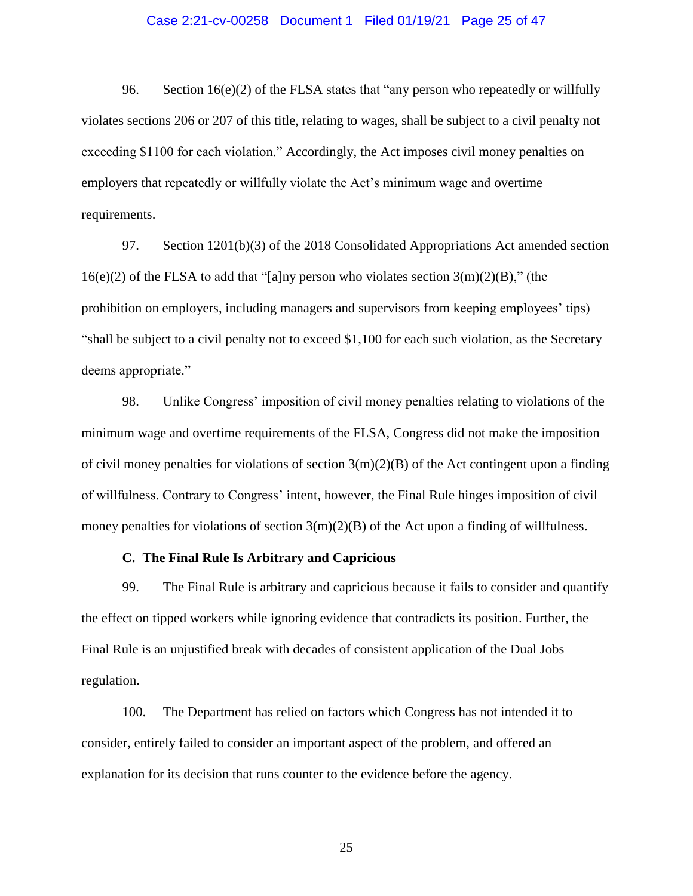96. Section 16(e)(2) of the FLSA states that "any person who repeatedly or willfully violates sections 206 or 207 of this title, relating to wages, shall be subject to a civil penalty not exceeding $1100 for each violation." Accordingly, the Act imposes civil money penalties on employers that repeatedly or willfully violate the Act's minimum wage and overtime requirements.

97. Section 1201(b)(3) of the 2018 Consolidated Appropriations Act amended section 16(e)(2) of the FLSA to add that "[a]ny person who violates section 3(m)(2)(B)," (the prohibition on employers, including managers and supervisors from keeping employees' tips) "shall be subject to a civil penalty not to exceed $1,100 for each such violation, as the Secretary deems appropriate."

98. Unlike Congress' imposition of civil money penalties relating to violations of the minimum wage and overtime requirements of the FLSA, Congress did not make the imposition of civil money penalties for violations of section 3(m)(2)(B) of the Act contingent upon a finding of willfulness. Contrary to Congress' intent, however, the Final Rule hinges imposition of civil money penalties for violations of section 3(m)(2)(B) of the Act upon a finding of willfulness.

### C. The Final Rule Is Arbitrary and Capricious

99. The Final Rule is arbitrary and capricious because it fails to consider and quantify the effect on tipped workers while ignoring evidence that contradicts its position. Further, the Final Rule is an unjustified break with decades of consistent application of the Dual Jobs regulation.

100. The Department has relied on factors which Congress has not intended it to consider, entirely failed to consider an important aspect of the problem, and offered an explanation for its decision that runs counter to the evidence before the agency.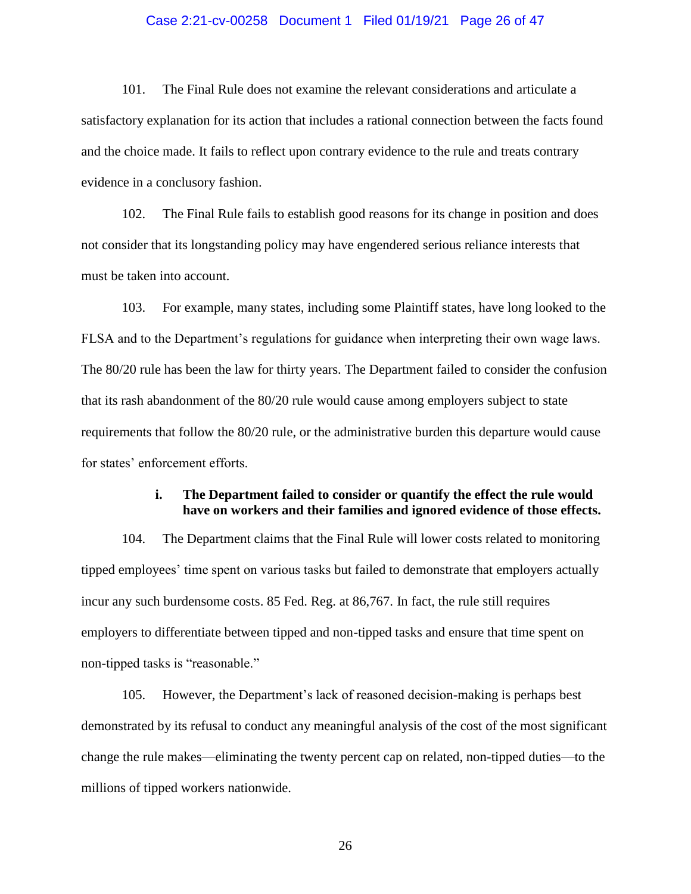101. The Final Rule does not examine the relevant considerations and articulate a satisfactory explanation for its action that includes a rational connection between the facts found and the choice made. It fails to reflect upon contrary evidence to the rule and treats contrary evidence in a conclusory fashion.

102. The Final Rule fails to establish good reasons for its change in position and does not consider that its longstanding policy may have engendered serious reliance interests that must be taken into account.

103. For example, many states, including some Plaintiff states, have long looked to the FLSA and to the Department's regulations for guidance when interpreting their own wage laws. The 80/20 rule has been the law for thirty years. The Department failed to consider the confusion that its rash abandonment of the 80/20 rule would cause among employers subject to state requirements that follow the 80/20 rule, or the administrative burden this departure would cause for states' enforcement efforts.

#### i. The Department failed to consider or quantify the effect the rule would have on workers and their families and ignored evidence of those effects.

104. The Department claims that the Final Rule will lower costs related to monitoring tipped employees' time spent on various tasks but failed to demonstrate that employers actually incur any such burdensome costs. 85 Fed. Reg. at 86,767. In fact, the rule still requires employers to differentiate between tipped and non-tipped tasks and ensure that time spent on non-tipped tasks is "reasonable."

105. However, the Department's lack of reasoned decision-making is perhaps best demonstrated by its refusal to conduct any meaningful analysis of the cost of the most significant change the rule makes—eliminating the twenty percent cap on related, non-tipped duties—to the millions of tipped workers nationwide.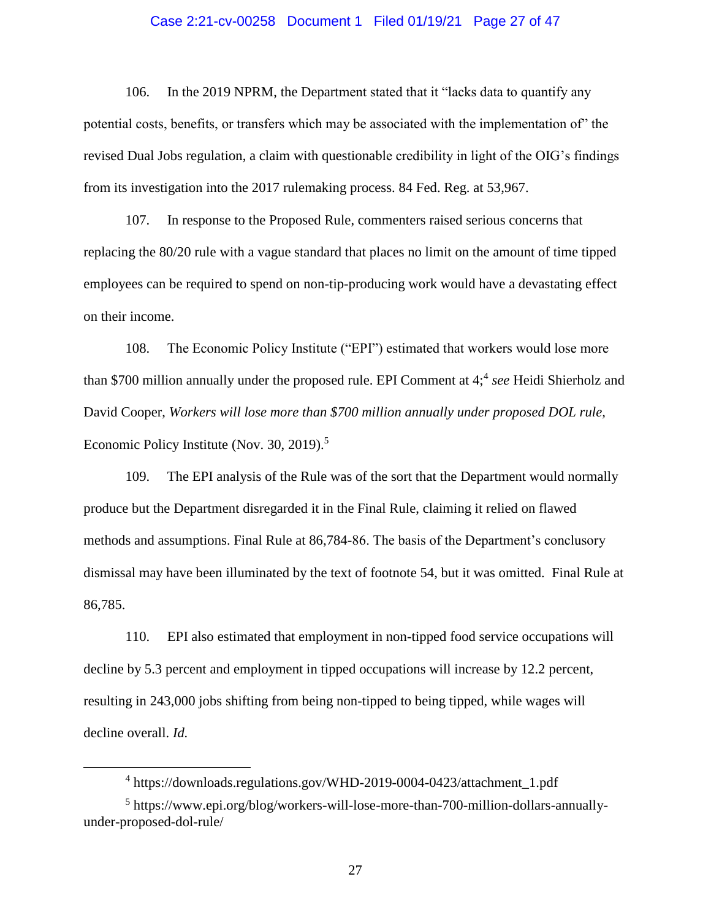106. In the 2019 NPRM, the Department stated that it "lacks data to quantify any potential costs, benefits, or transfers which may be associated with the implementation of" the revised Dual Jobs regulation, a claim with questionable credibility in light of the OIG's findings from its investigation into the 2017 rulemaking process. 84 Fed. Reg. at 53,967.

107. In response to the Proposed Rule, commenters raised serious concerns that replacing the 80/20 rule with a vague standard that places no limit on the amount of time tipped employees can be required to spend on non-tip-producing work would have a devastating effect on their income.

108. The Economic Policy Institute ("EPI") estimated that workers would lose more than $700 million annually under the proposed rule. EPI Comment at 4;[4] *see* Heidi Shierholz and David Cooper, *Workers will lose more than $700 million annually under proposed DOL rule*, Economic Policy Institute (Nov. 30, 2019).[5]

109. The EPI analysis of the Rule was of the sort that the Department would normally produce but the Department disregarded it in the Final Rule, claiming it relied on flawed methods and assumptions. Final Rule at 86,784-86. The basis of the Department's conclusory dismissal may have been illuminated by the text of footnote 54, but it was omitted. Final Rule at 86,785.

110. EPI also estimated that employment in non-tipped food service occupations will decline by 5.3 percent and employment in tipped occupations will increase by 12.2 percent, resulting in 243,000 jobs shifting from being non-tipped to being tipped, while wages will decline overall. *Id.*

---

[4] https://downloads.regulations.gov/WHD-2019-0004-0423/attachment_1.pdf

[5] https://www.epi.org/blog/workers-will-lose-more-than-700-million-dollars-annually-under-proposed-dol-rule/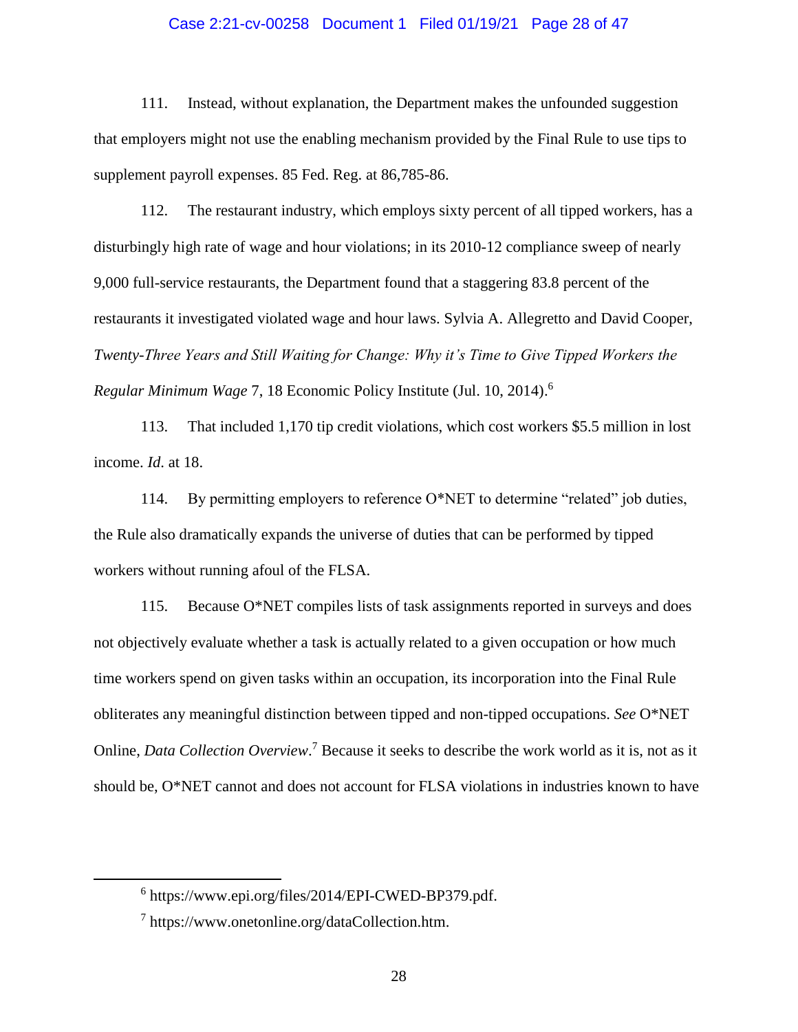111. Instead, without explanation, the Department makes the unfounded suggestion that employers might not use the enabling mechanism provided by the Final Rule to use tips to supplement payroll expenses. 85 Fed. Reg. at 86,785-86.

112. The restaurant industry, which employs sixty percent of all tipped workers, has a disturbingly high rate of wage and hour violations; in its 2010-12 compliance sweep of nearly 9,000 full-service restaurants, the Department found that a staggering 83.8 percent of the restaurants it investigated violated wage and hour laws. Sylvia A. Allegretto and David Cooper, *Twenty-Three Years and Still Waiting for Change: Why it's Time to Give Tipped Workers the Regular Minimum Wage* 7, 18 Economic Policy Institute (Jul. 10, 2014).[6]

113. That included 1,170 tip credit violations, which cost workers $5.5 million in lost income. *Id*. at 18.

114. By permitting employers to reference O*NET to determine "related" job duties, the Rule also dramatically expands the universe of duties that can be performed by tipped workers without running afoul of the FLSA.

115. Because O*NET compiles lists of task assignments reported in surveys and does not objectively evaluate whether a task is actually related to a given occupation or how much time workers spend on given tasks within an occupation, its incorporation into the Final Rule obliterates any meaningful distinction between tipped and non-tipped occupations. *See* O*NET Online, *Data Collection Overview*.[7] Because it seeks to describe the work world as it is, not as it should be, O*NET cannot and does not account for FLSA violations in industries known to have

---

[6] https://www.epi.org/files/2014/EPI-CWED-BP379.pdf.

[7] https://www.onetonline.org/dataCollection.htm.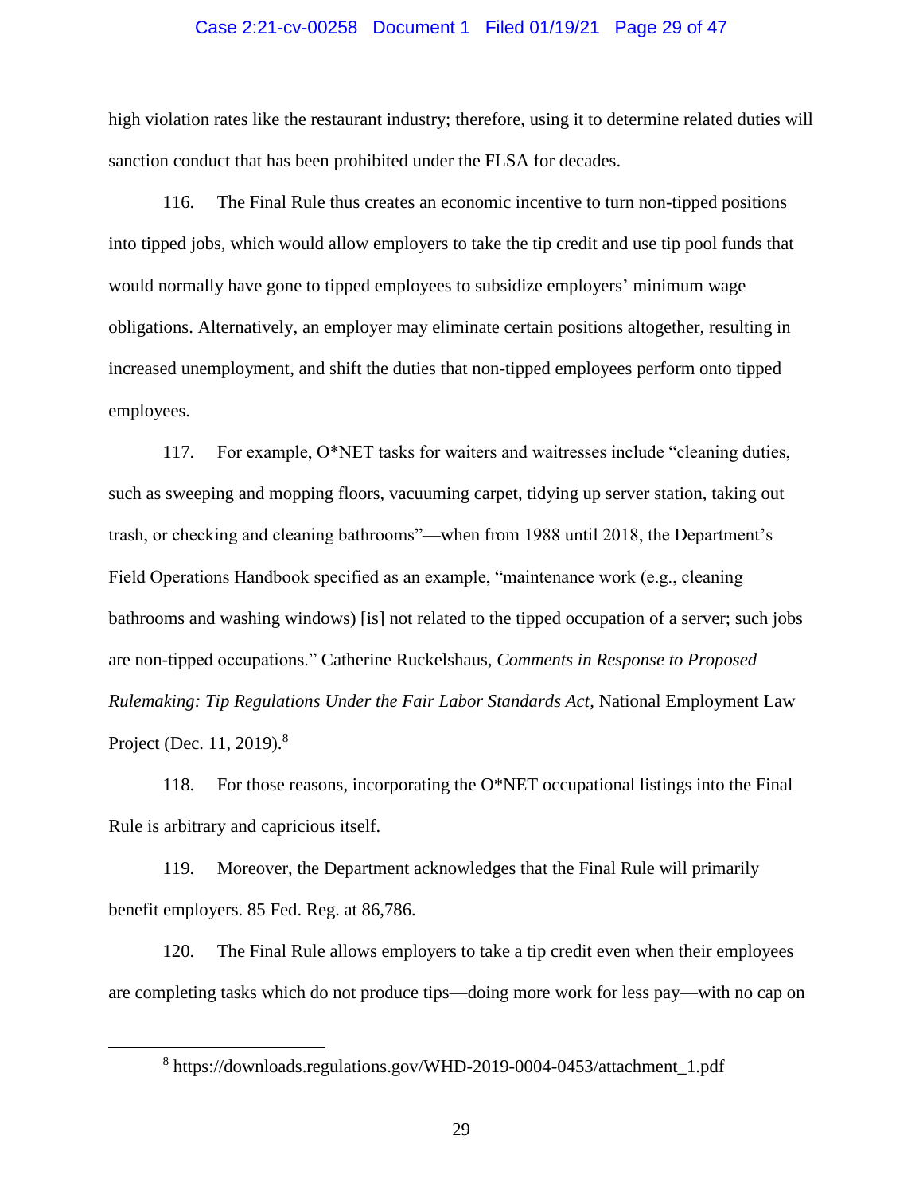high violation rates like the restaurant industry; therefore, using it to determine related duties will sanction conduct that has been prohibited under the FLSA for decades.

116. The Final Rule thus creates an economic incentive to turn non-tipped positions into tipped jobs, which would allow employers to take the tip credit and use tip pool funds that would normally have gone to tipped employees to subsidize employers' minimum wage obligations. Alternatively, an employer may eliminate certain positions altogether, resulting in increased unemployment, and shift the duties that non-tipped employees perform onto tipped employees.

117. For example, O*NET tasks for waiters and waitresses include "cleaning duties, such as sweeping and mopping floors, vacuuming carpet, tidying up server station, taking out trash, or checking and cleaning bathrooms"—when from 1988 until 2018, the Department's Field Operations Handbook specified as an example, "maintenance work (e.g., cleaning bathrooms and washing windows) [is] not related to the tipped occupation of a server; such jobs are non-tipped occupations." Catherine Ruckelshaus, *Comments in Response to Proposed Rulemaking: Tip Regulations Under the Fair Labor Standards Act*, National Employment Law Project (Dec. 11, 2019).[8]

118. For those reasons, incorporating the O*NET occupational listings into the Final Rule is arbitrary and capricious itself.

119. Moreover, the Department acknowledges that the Final Rule will primarily benefit employers. 85 Fed. Reg. at 86,786.

120. The Final Rule allows employers to take a tip credit even when their employees are completing tasks which do not produce tips—doing more work for less pay—with no cap on

---

[8] https://downloads.regulations.gov/WHD-2019-0004-0453/attachment_1.pdf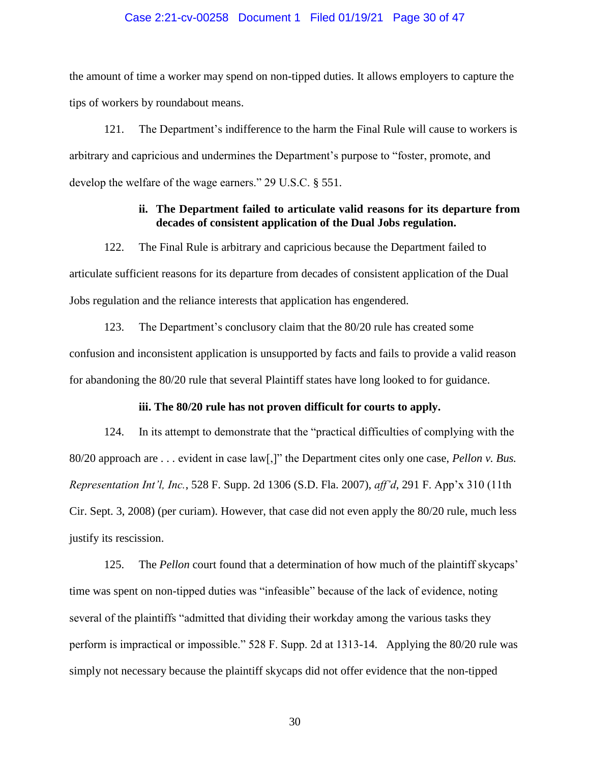the amount of time a worker may spend on non-tipped duties. It allows employers to capture the tips of workers by roundabout means.

121. The Department's indifference to the harm the Final Rule will cause to workers is arbitrary and capricious and undermines the Department's purpose to "foster, promote, and develop the welfare of the wage earners." 29 U.S.C. § 551.

#### ii. The Department failed to articulate valid reasons for its departure from decades of consistent application of the Dual Jobs regulation.

122. The Final Rule is arbitrary and capricious because the Department failed to articulate sufficient reasons for its departure from decades of consistent application of the Dual Jobs regulation and the reliance interests that application has engendered.

123. The Department's conclusory claim that the 80/20 rule has created some confusion and inconsistent application is unsupported by facts and fails to provide a valid reason for abandoning the 80/20 rule that several Plaintiff states have long looked to for guidance.

#### iii. The 80/20 rule has not proven difficult for courts to apply.

124. In its attempt to demonstrate that the "practical difficulties of complying with the 80/20 approach are . . . evident in case law[,]" the Department cites only one case, *Pellon v. Bus. Representation Int'l, Inc.*, 528 F. Supp. 2d 1306 (S.D. Fla. 2007), *aff'd*, 291 F. App'x 310 (11th Cir. Sept. 3, 2008) (per curiam). However, that case did not even apply the 80/20 rule, much less justify its rescission.

125. The *Pellon* court found that a determination of how much of the plaintiff skycaps' time was spent on non-tipped duties was "infeasible" because of the lack of evidence, noting several of the plaintiffs "admitted that dividing their workday among the various tasks they perform is impractical or impossible." 528 F. Supp. 2d at 1313-14. Applying the 80/20 rule was simply not necessary because the plaintiff skycaps did not offer evidence that the non-tipped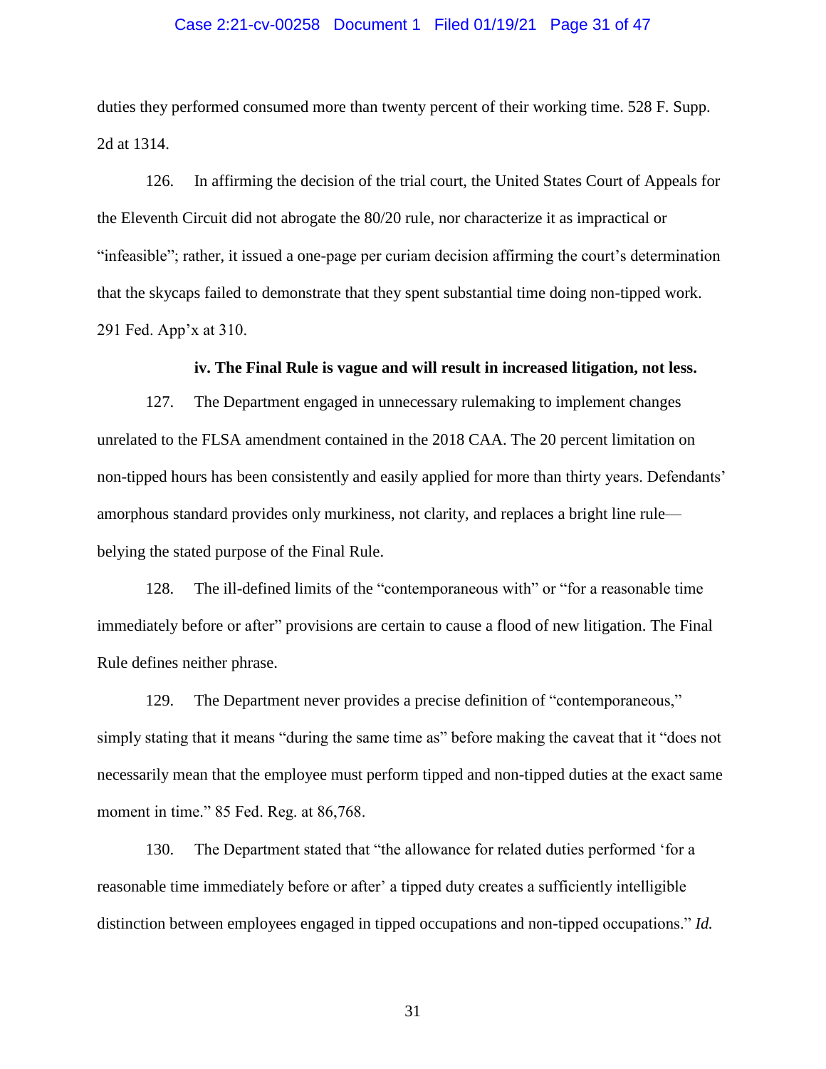duties they performed consumed more than twenty percent of their working time. 528 F. Supp. 2d at 1314.

126. In affirming the decision of the trial court, the United States Court of Appeals for the Eleventh Circuit did not abrogate the 80/20 rule, nor characterize it as impractical or "infeasible"; rather, it issued a one-page per curiam decision affirming the court's determination that the skycaps failed to demonstrate that they spent substantial time doing non-tipped work. 291 Fed. App'x at 310.

**iv. The Final Rule is vague and will result in increased litigation, not less.**

127. The Department engaged in unnecessary rulemaking to implement changes unrelated to the FLSA amendment contained in the 2018 CAA. The 20 percent limitation on non-tipped hours has been consistently and easily applied for more than thirty years. Defendants' amorphous standard provides only murkiness, not clarity, and replaces a bright line rule—belying the stated purpose of the Final Rule.

128. The ill-defined limits of the "contemporaneous with" or "for a reasonable time immediately before or after" provisions are certain to cause a flood of new litigation. The Final Rule defines neither phrase.

129. The Department never provides a precise definition of "contemporaneous," simply stating that it means "during the same time as" before making the caveat that it "does not necessarily mean that the employee must perform tipped and non-tipped duties at the exact same moment in time." 85 Fed. Reg. at 86,768.

130. The Department stated that "the allowance for related duties performed 'for a reasonable time immediately before or after' a tipped duty creates a sufficiently intelligible distinction between employees engaged in tipped occupations and non-tipped occupations." *Id.*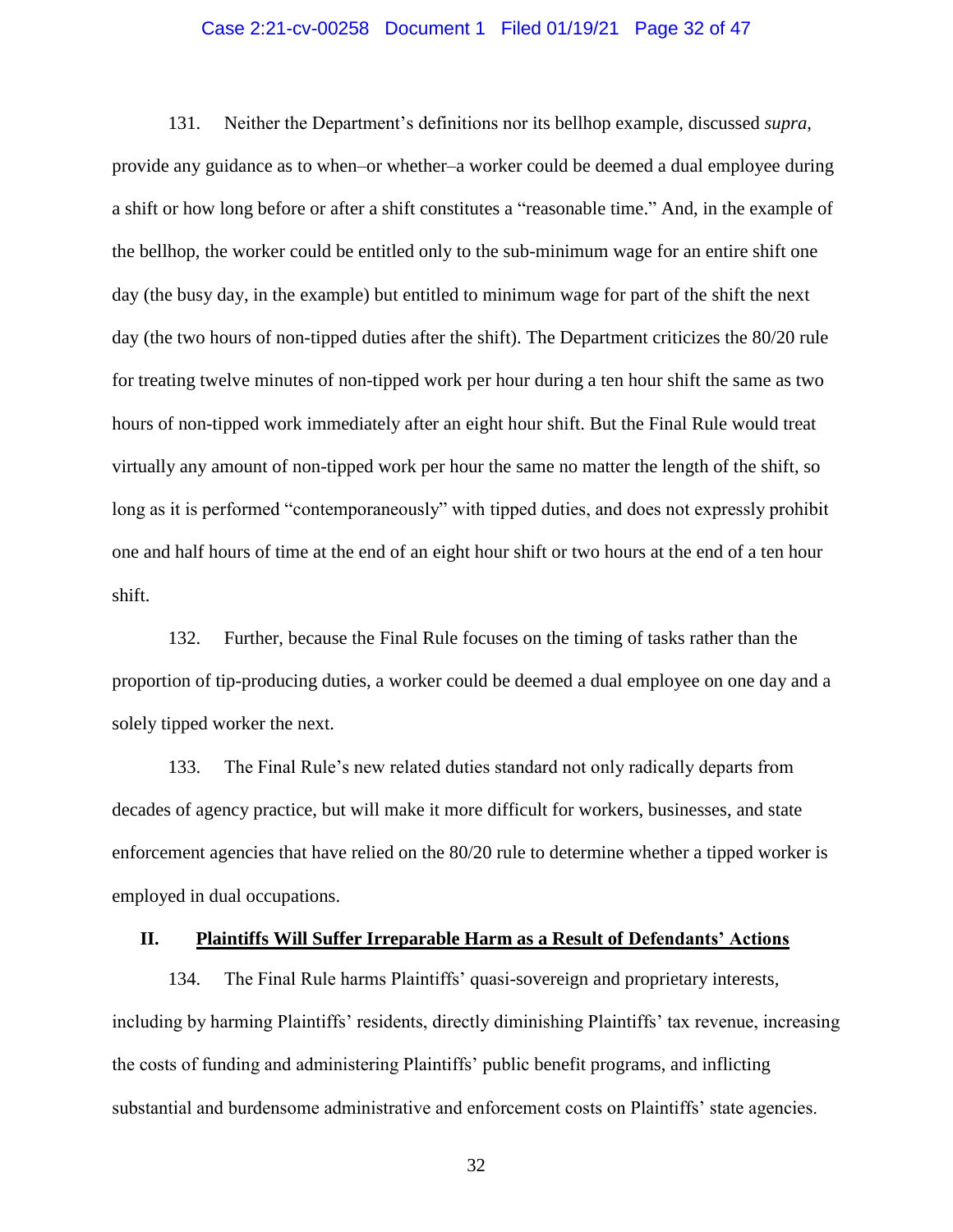131. Neither the Department's definitions nor its bellhop example, discussed *supra*, provide any guidance as to when–or whether–a worker could be deemed a dual employee during a shift or how long before or after a shift constitutes a "reasonable time." And, in the example of the bellhop, the worker could be entitled only to the sub-minimum wage for an entire shift one day (the busy day, in the example) but entitled to minimum wage for part of the shift the next day (the two hours of non-tipped duties after the shift). The Department criticizes the 80/20 rule for treating twelve minutes of non-tipped work per hour during a ten hour shift the same as two hours of non-tipped work immediately after an eight hour shift. But the Final Rule would treat virtually any amount of non-tipped work per hour the same no matter the length of the shift, so long as it is performed "contemporaneously" with tipped duties, and does not expressly prohibit one and half hours of time at the end of an eight hour shift or two hours at the end of a ten hour shift.

132. Further, because the Final Rule focuses on the timing of tasks rather than the proportion of tip-producing duties, a worker could be deemed a dual employee on one day and a solely tipped worker the next.

133. The Final Rule's new related duties standard not only radically departs from decades of agency practice, but will make it more difficult for workers, businesses, and state enforcement agencies that have relied on the 80/20 rule to determine whether a tipped worker is employed in dual occupations.

## II. Plaintiffs Will Suffer Irreparable Harm as a Result of Defendants' Actions

134. The Final Rule harms Plaintiffs' quasi-sovereign and proprietary interests, including by harming Plaintiffs' residents, directly diminishing Plaintiffs' tax revenue, increasing the costs of funding and administering Plaintiffs' public benefit programs, and inflicting substantial and burdensome administrative and enforcement costs on Plaintiffs' state agencies.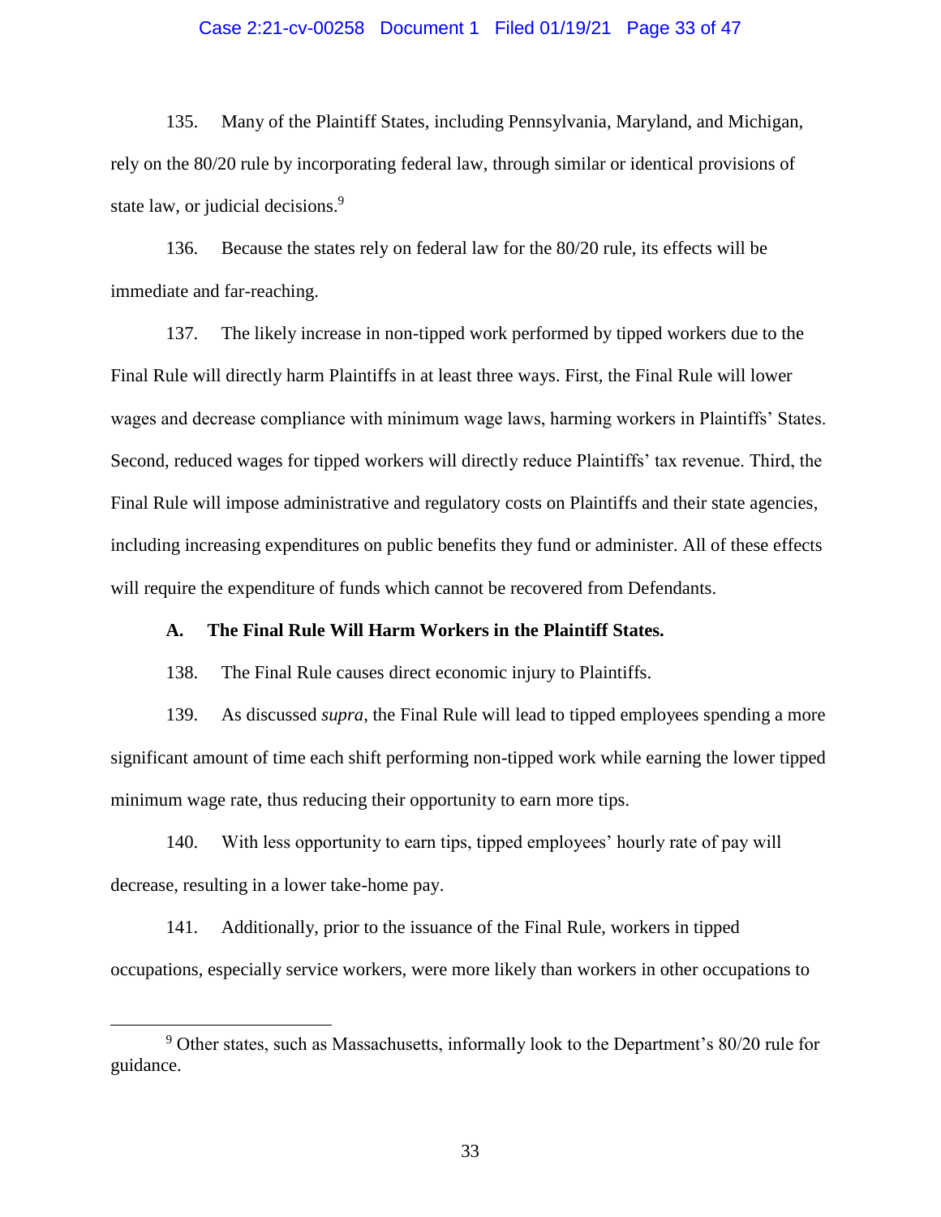135. Many of the Plaintiff States, including Pennsylvania, Maryland, and Michigan, rely on the 80/20 rule by incorporating federal law, through similar or identical provisions of state law, or judicial decisions.[9]

136. Because the states rely on federal law for the 80/20 rule, its effects will be immediate and far-reaching.

137. The likely increase in non-tipped work performed by tipped workers due to the Final Rule will directly harm Plaintiffs in at least three ways. First, the Final Rule will lower wages and decrease compliance with minimum wage laws, harming workers in Plaintiffs' States. Second, reduced wages for tipped workers will directly reduce Plaintiffs' tax revenue. Third, the Final Rule will impose administrative and regulatory costs on Plaintiffs and their state agencies, including increasing expenditures on public benefits they fund or administer. All of these effects will require the expenditure of funds which cannot be recovered from Defendants.

### A. The Final Rule Will Harm Workers in the Plaintiff States.

138. The Final Rule causes direct economic injury to Plaintiffs.

139. As discussed *supra*, the Final Rule will lead to tipped employees spending a more significant amount of time each shift performing non-tipped work while earning the lower tipped minimum wage rate, thus reducing their opportunity to earn more tips.

140. With less opportunity to earn tips, tipped employees' hourly rate of pay will decrease, resulting in a lower take-home pay.

141. Additionally, prior to the issuance of the Final Rule, workers in tipped occupations, especially service workers, were more likely than workers in other occupations to

[9] Other states, such as Massachusetts, informally look to the Department's 80/20 rule for guidance.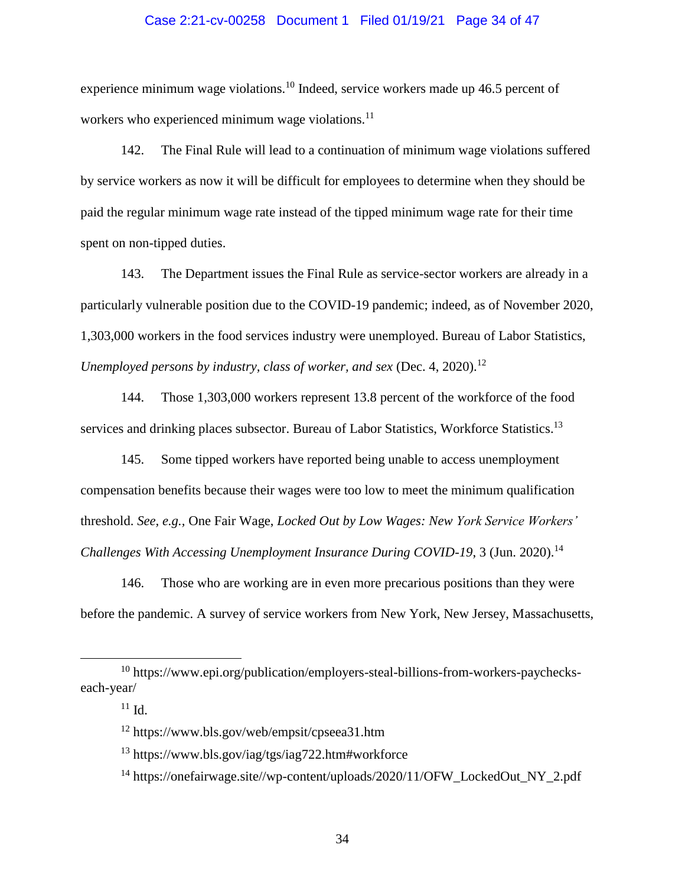experience minimum wage violations.[10] Indeed, service workers made up 46.5 percent of workers who experienced minimum wage violations.[11]

142. The Final Rule will lead to a continuation of minimum wage violations suffered by service workers as now it will be difficult for employees to determine when they should be paid the regular minimum wage rate instead of the tipped minimum wage rate for their time spent on non-tipped duties.

143. The Department issues the Final Rule as service-sector workers are already in a particularly vulnerable position due to the COVID-19 pandemic; indeed, as of November 2020, 1,303,000 workers in the food services industry were unemployed. Bureau of Labor Statistics, *Unemployed persons by industry, class of worker, and sex* (Dec. 4, 2020).[12]

144. Those 1,303,000 workers represent 13.8 percent of the workforce of the food services and drinking places subsector. Bureau of Labor Statistics, Workforce Statistics.[13]

145. Some tipped workers have reported being unable to access unemployment compensation benefits because their wages were too low to meet the minimum qualification threshold. *See, e.g.*, One Fair Wage, *Locked Out by Low Wages: New York Service Workers' Challenges With Accessing Unemployment Insurance During COVID-19*, 3 (Jun. 2020).[14]

146. Those who are working are in even more precarious positions than they were before the pandemic. A survey of service workers from New York, New Jersey, Massachusetts,

---

[10] https://www.epi.org/publication/employers-steal-billions-from-workers-paychecks-each-year/

[11] Id.

[12] https://www.bls.gov/web/empsit/cpseea31.htm

[13] https://www.bls.gov/iag/tgs/iag722.htm#workforce

[14] https://onefairwage.site//wp-content/uploads/2020/11/OFW_LockedOut_NY_2.pdf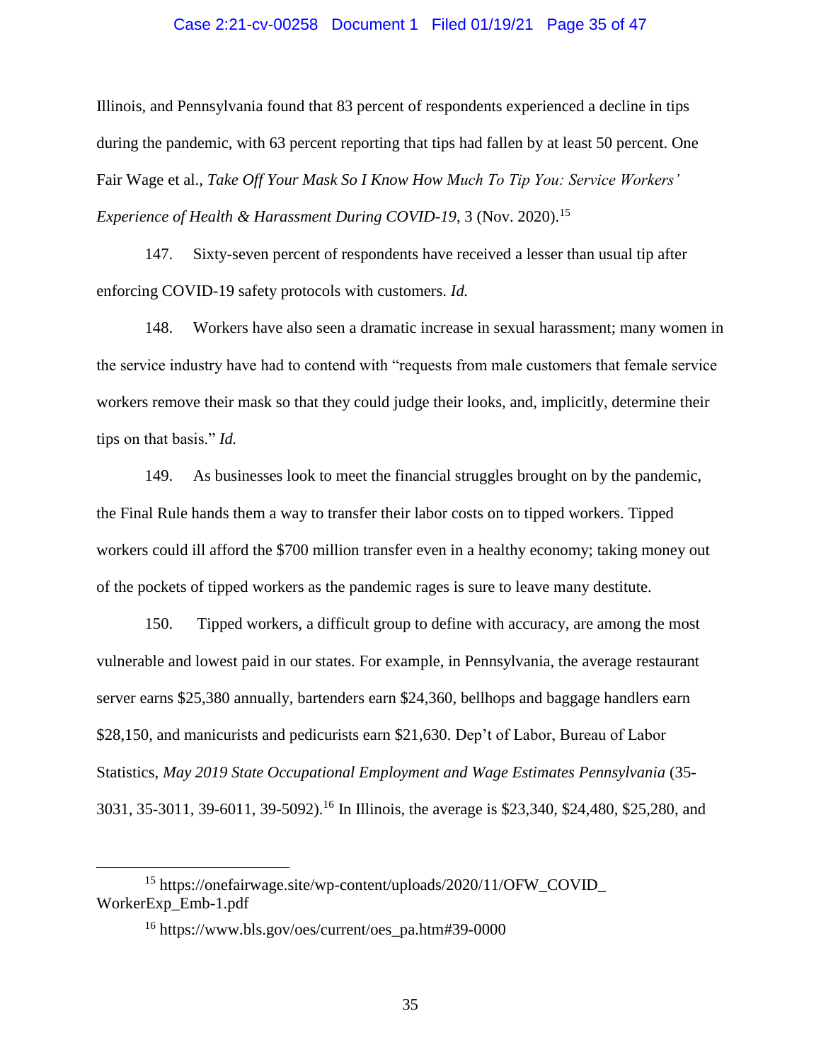Illinois, and Pennsylvania found that 83 percent of respondents experienced a decline in tips during the pandemic, with 63 percent reporting that tips had fallen by at least 50 percent. One Fair Wage et al., *Take Off Your Mask So I Know How Much To Tip You: Service Workers' Experience of Health & Harassment During COVID-19*, 3 (Nov. 2020).[15]

147. Sixty-seven percent of respondents have received a lesser than usual tip after enforcing COVID-19 safety protocols with customers. *Id.*

148. Workers have also seen a dramatic increase in sexual harassment; many women in the service industry have had to contend with "requests from male customers that female service workers remove their mask so that they could judge their looks, and, implicitly, determine their tips on that basis." *Id.*

149. As businesses look to meet the financial struggles brought on by the pandemic, the Final Rule hands them a way to transfer their labor costs on to tipped workers. Tipped workers could ill afford the $700 million transfer even in a healthy economy; taking money out of the pockets of tipped workers as the pandemic rages is sure to leave many destitute.

150. Tipped workers, a difficult group to define with accuracy, are among the most vulnerable and lowest paid in our states. For example, in Pennsylvania, the average restaurant server earns $25,380 annually, bartenders earn $24,360, bellhops and baggage handlers earn $28,150, and manicurists and pedicurists earn $21,630. Dep't of Labor, Bureau of Labor Statistics, *May 2019 State Occupational Employment and Wage Estimates Pennsylvania* (35-3031, 35-3011, 39-6011, 39-5092).[16] In Illinois, the average is $23,340, $24,480, $25,280, and

---

[15] https://onefairwage.site/wp-content/uploads/2020/11/OFW_COVID_WorkerExp_Emb-1.pdf

[16] https://www.bls.gov/oes/current/oes_pa.htm#39-0000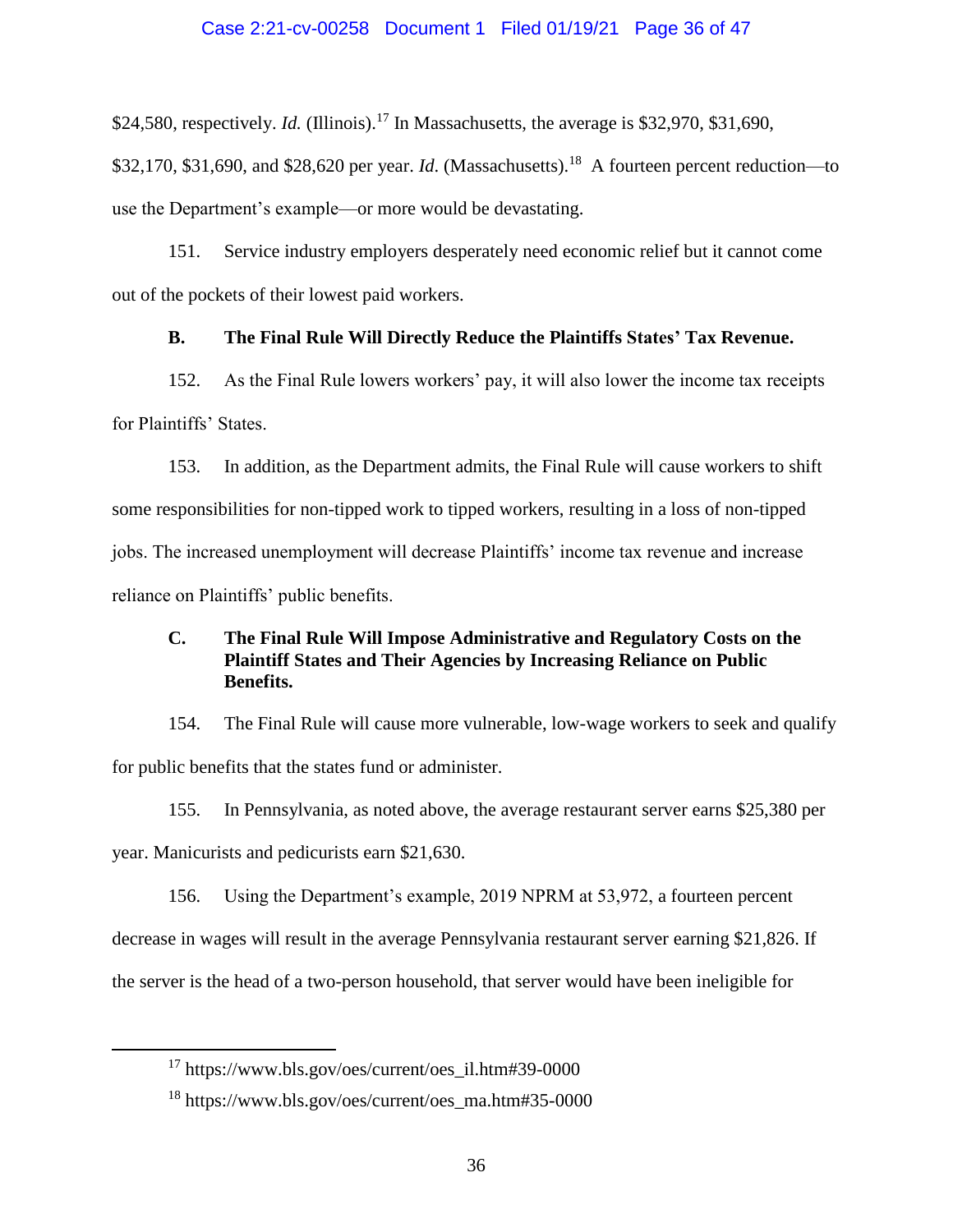$24,580, respectively. *Id.* (Illinois).[17] In Massachusetts, the average is $32,970, $31,690, $32,170, $31,690, and $28,620 per year. *Id*. (Massachusetts).[18] A fourteen percent reduction—to use the Department's example—or more would be devastating.

151. Service industry employers desperately need economic relief but it cannot come out of the pockets of their lowest paid workers.

### B. The Final Rule Will Directly Reduce the Plaintiffs States' Tax Revenue.

152. As the Final Rule lowers workers' pay, it will also lower the income tax receipts for Plaintiffs' States.

153. In addition, as the Department admits, the Final Rule will cause workers to shift some responsibilities for non-tipped work to tipped workers, resulting in a loss of non-tipped jobs. The increased unemployment will decrease Plaintiffs' income tax revenue and increase reliance on Plaintiffs' public benefits.

### C. The Final Rule Will Impose Administrative and Regulatory Costs on the Plaintiff States and Their Agencies by Increasing Reliance on Public Benefits.

154. The Final Rule will cause more vulnerable, low-wage workers to seek and qualify for public benefits that the states fund or administer.

155. In Pennsylvania, as noted above, the average restaurant server earns $25,380 per year. Manicurists and pedicurists earn $21,630.

156. Using the Department's example, 2019 NPRM at 53,972, a fourteen percent decrease in wages will result in the average Pennsylvania restaurant server earning $21,826. If the server is the head of a two-person household, that server would have been ineligible for

---

[17] https://www.bls.gov/oes/current/oes_il.htm#39-0000

[18] https://www.bls.gov/oes/current/oes_ma.htm#35-0000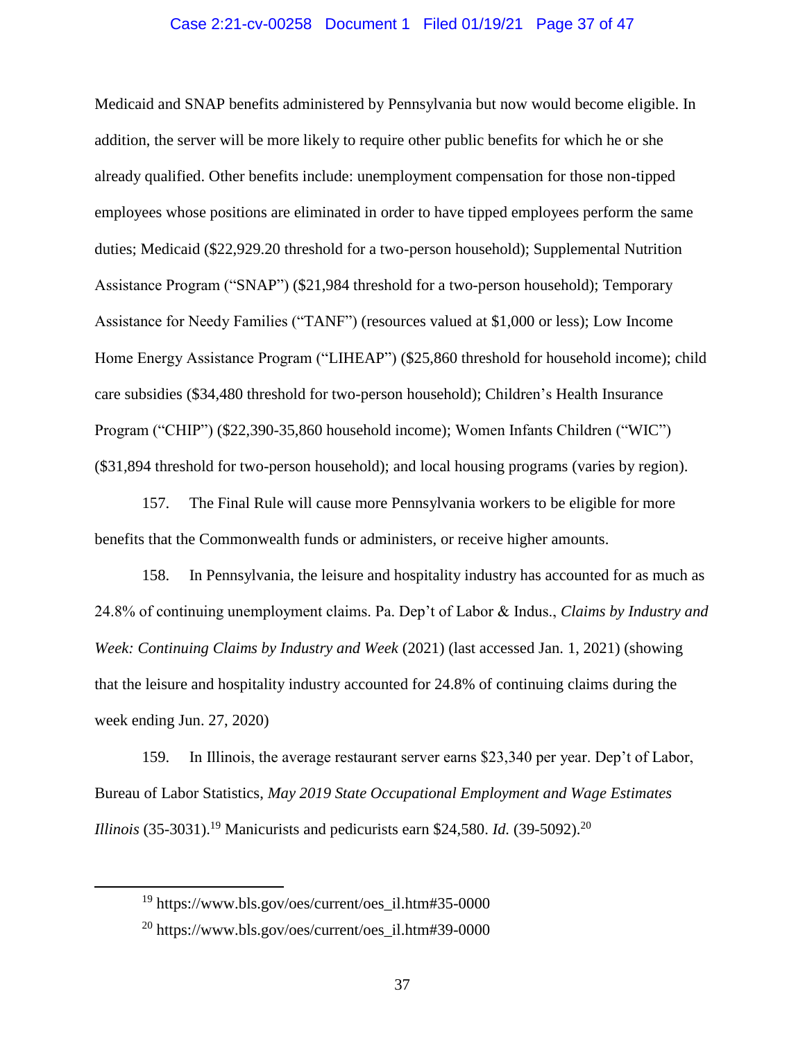Medicaid and SNAP benefits administered by Pennsylvania but now would become eligible. In addition, the server will be more likely to require other public benefits for which he or she already qualified. Other benefits include: unemployment compensation for those non-tipped employees whose positions are eliminated in order to have tipped employees perform the same duties; Medicaid ($22,929.20 threshold for a two-person household); Supplemental Nutrition Assistance Program ("SNAP") ($21,984 threshold for a two-person household); Temporary Assistance for Needy Families ("TANF") (resources valued at $1,000 or less); Low Income Home Energy Assistance Program ("LIHEAP") ($25,860 threshold for household income); child care subsidies ($34,480 threshold for two-person household); Children's Health Insurance Program ("CHIP") ($22,390-35,860 household income); Women Infants Children ("WIC") ($31,894 threshold for two-person household); and local housing programs (varies by region).

157. The Final Rule will cause more Pennsylvania workers to be eligible for more benefits that the Commonwealth funds or administers, or receive higher amounts.

158. In Pennsylvania, the leisure and hospitality industry has accounted for as much as 24.8% of continuing unemployment claims. Pa. Dep't of Labor & Indus., *Claims by Industry and Week: Continuing Claims by Industry and Week* (2021) (last accessed Jan. 1, 2021) (showing that the leisure and hospitality industry accounted for 24.8% of continuing claims during the week ending Jun. 27, 2020)

159. In Illinois, the average restaurant server earns $23,340 per year. Dep't of Labor, Bureau of Labor Statistics, *May 2019 State Occupational Employment and Wage Estimates Illinois* (35-3031).[19] Manicurists and pedicurists earn $24,580. *Id.* (39-5092).[20]

---

[19] https://www.bls.gov/oes/current/oes_il.htm#35-0000

[20] https://www.bls.gov/oes/current/oes_il.htm#39-0000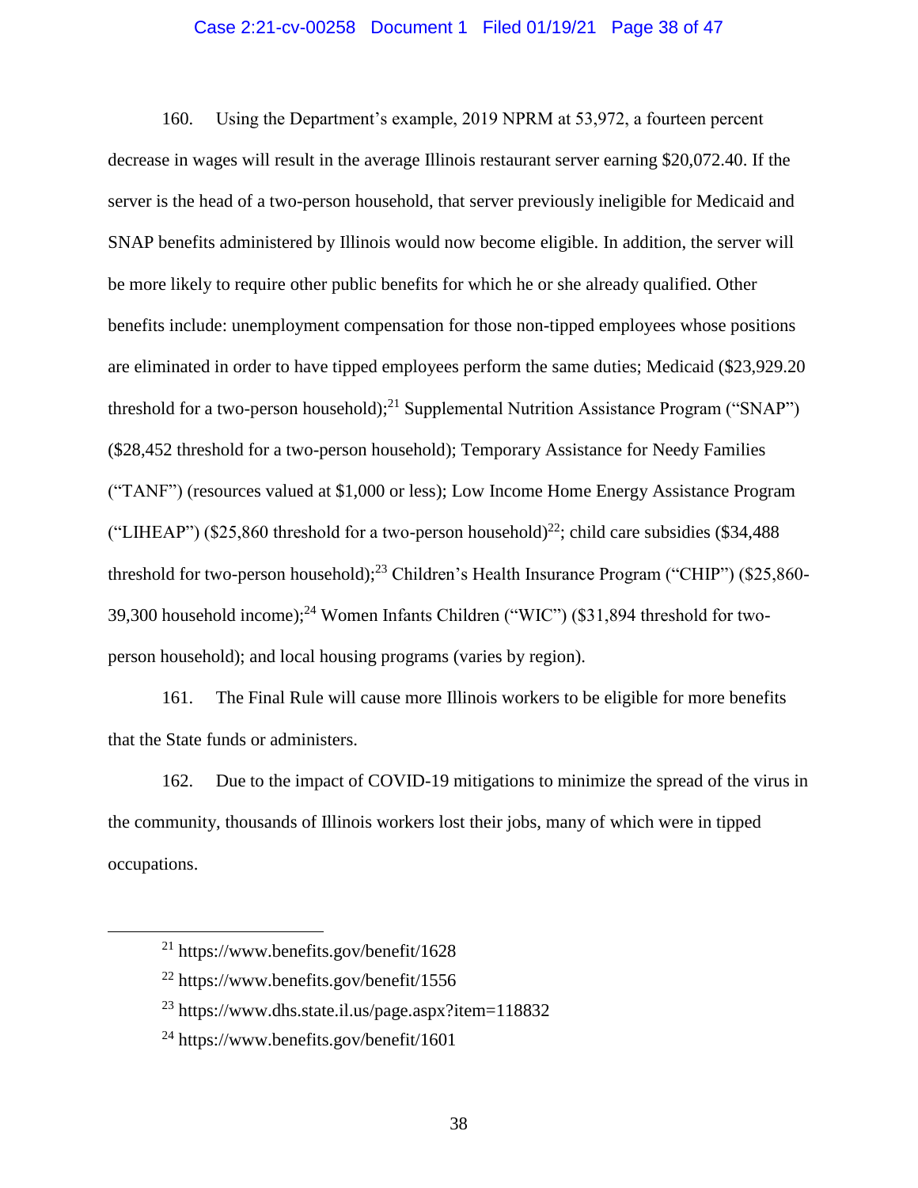160. Using the Department's example, 2019 NPRM at 53,972, a fourteen percent decrease in wages will result in the average Illinois restaurant server earning $20,072.40. If the server is the head of a two-person household, that server previously ineligible for Medicaid and SNAP benefits administered by Illinois would now become eligible. In addition, the server will be more likely to require other public benefits for which he or she already qualified. Other benefits include: unemployment compensation for those non-tipped employees whose positions are eliminated in order to have tipped employees perform the same duties; Medicaid ($23,929.20 threshold for a two-person household);[21] Supplemental Nutrition Assistance Program ("SNAP") ($28,452 threshold for a two-person household); Temporary Assistance for Needy Families ("TANF") (resources valued at $1,000 or less); Low Income Home Energy Assistance Program ("LIHEAP") ($25,860 threshold for a two-person household)[22]; child care subsidies ($34,488 threshold for two-person household);[23] Children's Health Insurance Program ("CHIP") ($25,860-39,300 household income);[24] Women Infants Children ("WIC") ($31,894 threshold for two-person household); and local housing programs (varies by region).

161. The Final Rule will cause more Illinois workers to be eligible for more benefits that the State funds or administers.

162. Due to the impact of COVID-19 mitigations to minimize the spread of the virus in the community, thousands of Illinois workers lost their jobs, many of which were in tipped occupations.

---

[21] https://www.benefits.gov/benefit/1628

[22] https://www.benefits.gov/benefit/1556

[23] https://www.dhs.state.il.us/page.aspx?item=118832

[24] https://www.benefits.gov/benefit/1601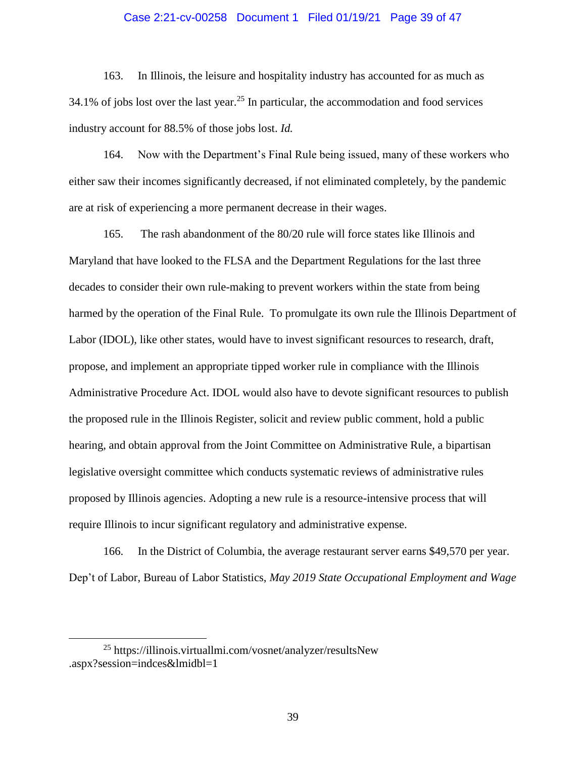163. In Illinois, the leisure and hospitality industry has accounted for as much as 34.1% of jobs lost over the last year.[25] In particular, the accommodation and food services industry account for 88.5% of those jobs lost. *Id.*

164. Now with the Department's Final Rule being issued, many of these workers who either saw their incomes significantly decreased, if not eliminated completely, by the pandemic are at risk of experiencing a more permanent decrease in their wages.

165. The rash abandonment of the 80/20 rule will force states like Illinois and Maryland that have looked to the FLSA and the Department Regulations for the last three decades to consider their own rule-making to prevent workers within the state from being harmed by the operation of the Final Rule. To promulgate its own rule the Illinois Department of Labor (IDOL), like other states, would have to invest significant resources to research, draft, propose, and implement an appropriate tipped worker rule in compliance with the Illinois Administrative Procedure Act. IDOL would also have to devote significant resources to publish the proposed rule in the Illinois Register, solicit and review public comment, hold a public hearing, and obtain approval from the Joint Committee on Administrative Rule, a bipartisan legislative oversight committee which conducts systematic reviews of administrative rules proposed by Illinois agencies. Adopting a new rule is a resource-intensive process that will require Illinois to incur significant regulatory and administrative expense.

166. In the District of Columbia, the average restaurant server earns $49,570 per year. Dep't of Labor, Bureau of Labor Statistics, *May 2019 State Occupational Employment and Wage*

---

[25] https://illinois.virtuallmi.com/vosnet/analyzer/resultsNew.aspx?session=indces&lmidbl=1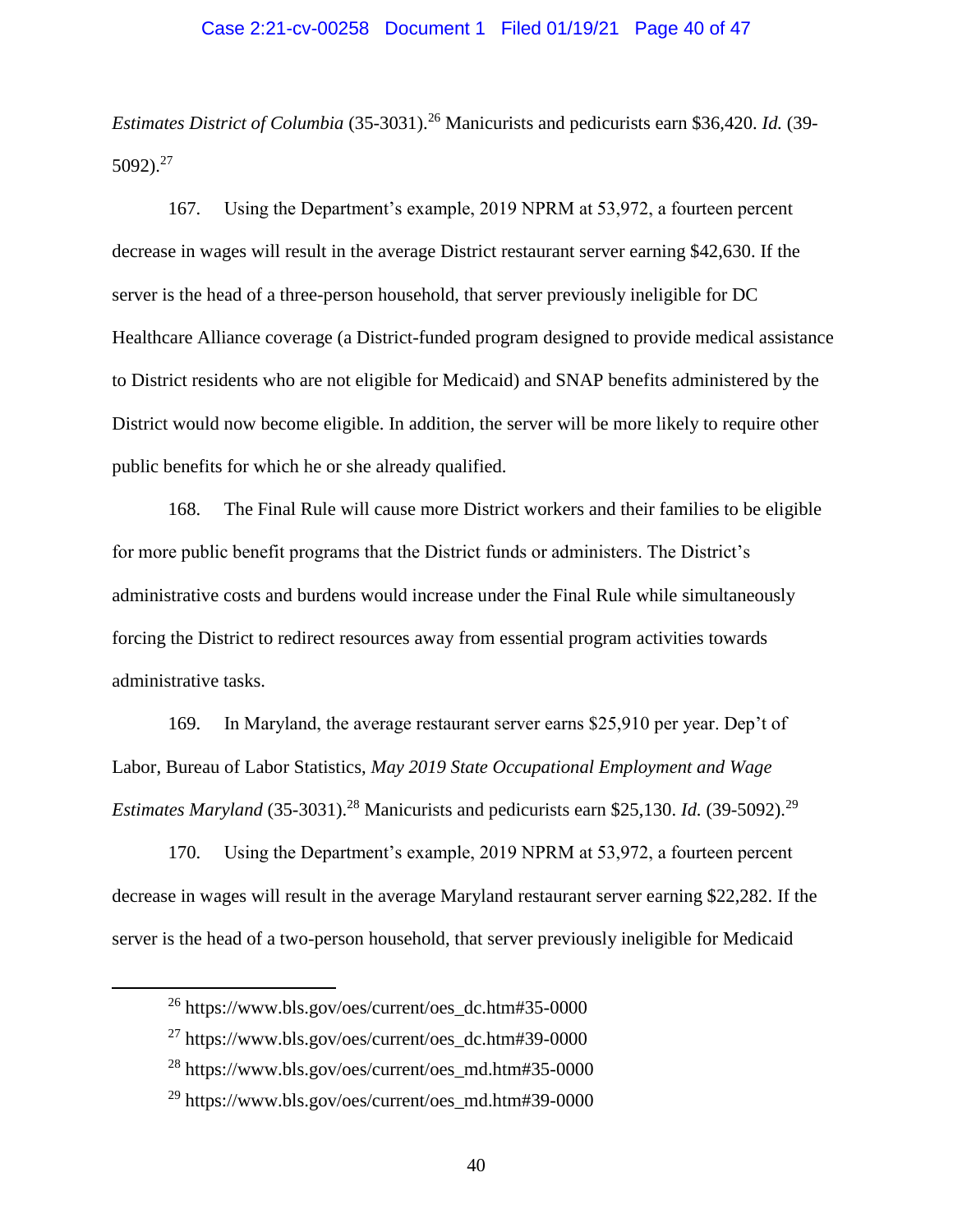*Estimates District of Columbia* (35-3031).[26] Manicurists and pedicurists earn $36,420. *Id.* (39-5092).[27]

167. Using the Department's example, 2019 NPRM at 53,972, a fourteen percent decrease in wages will result in the average District restaurant server earning $42,630. If the server is the head of a three-person household, that server previously ineligible for DC Healthcare Alliance coverage (a District-funded program designed to provide medical assistance to District residents who are not eligible for Medicaid) and SNAP benefits administered by the District would now become eligible. In addition, the server will be more likely to require other public benefits for which he or she already qualified.

168. The Final Rule will cause more District workers and their families to be eligible for more public benefit programs that the District funds or administers. The District's administrative costs and burdens would increase under the Final Rule while simultaneously forcing the District to redirect resources away from essential program activities towards administrative tasks.

169. In Maryland, the average restaurant server earns $25,910 per year. Dep't of Labor, Bureau of Labor Statistics, *May 2019 State Occupational Employment and Wage Estimates Maryland* (35-3031).[28] Manicurists and pedicurists earn $25,130. *Id.* (39-5092).[29]

170. Using the Department's example, 2019 NPRM at 53,972, a fourteen percent decrease in wages will result in the average Maryland restaurant server earning $22,282. If the server is the head of a two-person household, that server previously ineligible for Medicaid

---

[26] https://www.bls.gov/oes/current/oes_dc.htm#35-0000

[27] https://www.bls.gov/oes/current/oes_dc.htm#39-0000

[28] https://www.bls.gov/oes/current/oes_md.htm#35-0000

[29] https://www.bls.gov/oes/current/oes_md.htm#39-0000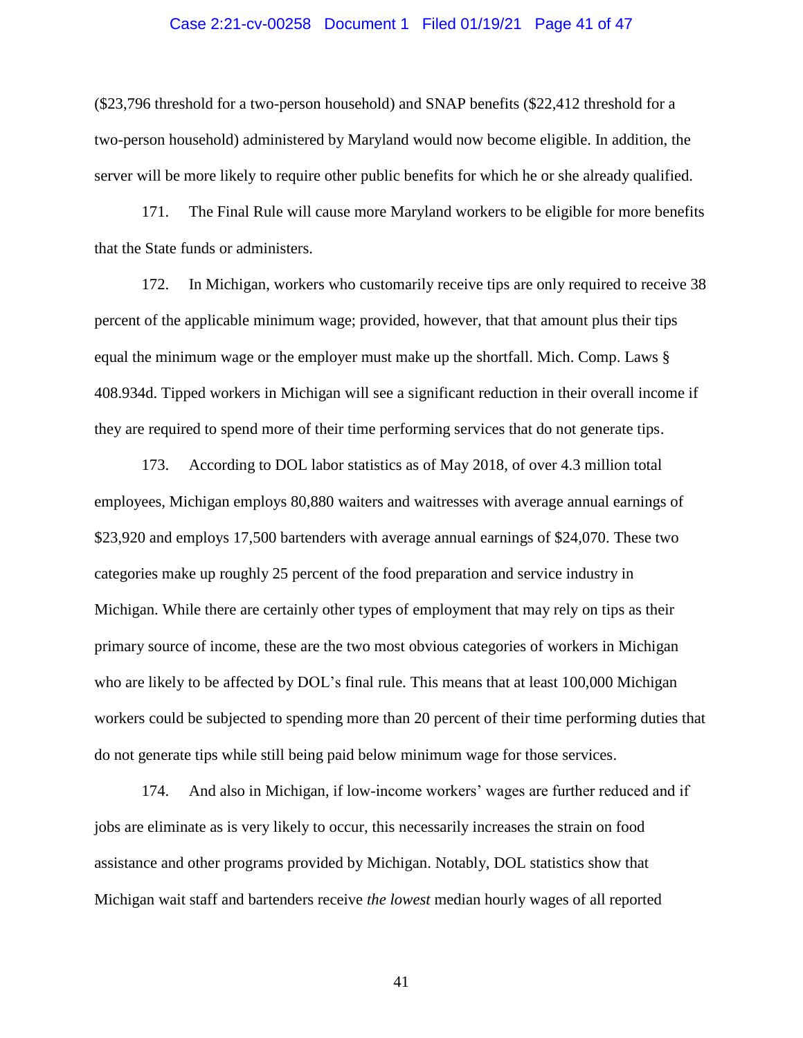($23,796 threshold for a two-person household) and SNAP benefits ($22,412 threshold for a two-person household) administered by Maryland would now become eligible. In addition, the server will be more likely to require other public benefits for which he or she already qualified.

171. The Final Rule will cause more Maryland workers to be eligible for more benefits that the State funds or administers.

172. In Michigan, workers who customarily receive tips are only required to receive 38 percent of the applicable minimum wage; provided, however, that that amount plus their tips equal the minimum wage or the employer must make up the shortfall. Mich. Comp. Laws § 408.934d. Tipped workers in Michigan will see a significant reduction in their overall income if they are required to spend more of their time performing services that do not generate tips.

173. According to DOL labor statistics as of May 2018, of over 4.3 million total employees, Michigan employs 80,880 waiters and waitresses with average annual earnings of $23,920 and employs 17,500 bartenders with average annual earnings of $24,070. These two categories make up roughly 25 percent of the food preparation and service industry in Michigan. While there are certainly other types of employment that may rely on tips as their primary source of income, these are the two most obvious categories of workers in Michigan who are likely to be affected by DOL's final rule. This means that at least 100,000 Michigan workers could be subjected to spending more than 20 percent of their time performing duties that do not generate tips while still being paid below minimum wage for those services.

174. And also in Michigan, if low-income workers' wages are further reduced and if jobs are eliminate as is very likely to occur, this necessarily increases the strain on food assistance and other programs provided by Michigan. Notably, DOL statistics show that Michigan wait staff and bartenders receive *the lowest* median hourly wages of all reported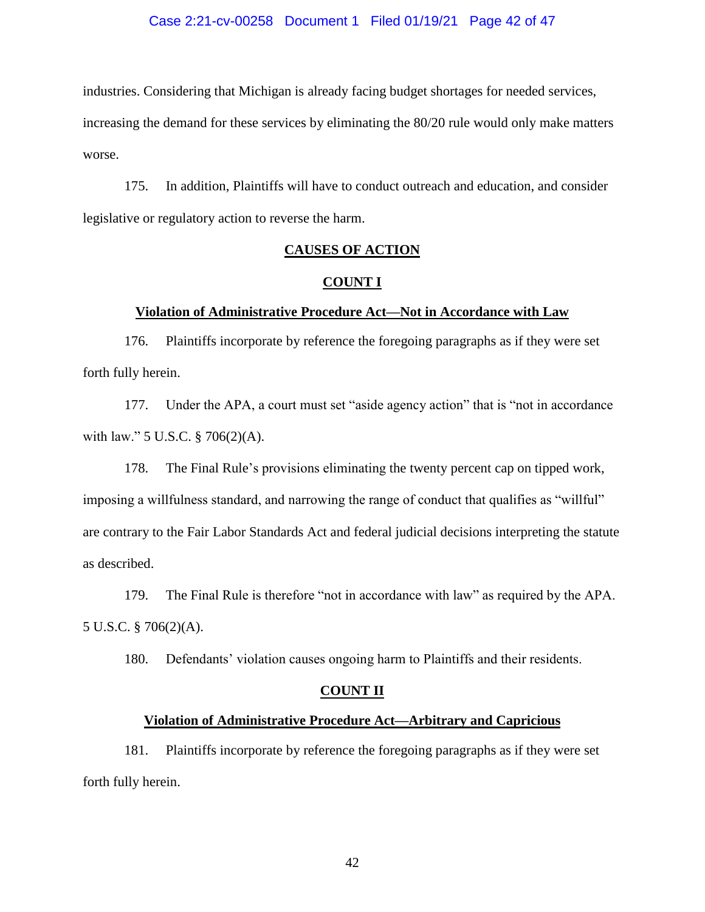industries. Considering that Michigan is already facing budget shortages for needed services, increasing the demand for these services by eliminating the 80/20 rule would only make matters worse.

175. In addition, Plaintiffs will have to conduct outreach and education, and consider legislative or regulatory action to reverse the harm.

## CAUSES OF ACTION

### COUNT I

### Violation of Administrative Procedure Act—Not in Accordance with Law

176. Plaintiffs incorporate by reference the foregoing paragraphs as if they were set forth fully herein.

177. Under the APA, a court must set "aside agency action" that is "not in accordance with law." 5 U.S.C. § 706(2)(A).

178. The Final Rule's provisions eliminating the twenty percent cap on tipped work, imposing a willfulness standard, and narrowing the range of conduct that qualifies as "willful" are contrary to the Fair Labor Standards Act and federal judicial decisions interpreting the statute as described.

179. The Final Rule is therefore "not in accordance with law" as required by the APA. 5 U.S.C. § 706(2)(A).

180. Defendants' violation causes ongoing harm to Plaintiffs and their residents.

### COUNT II

### Violation of Administrative Procedure Act—Arbitrary and Capricious

181. Plaintiffs incorporate by reference the foregoing paragraphs as if they were set forth fully herein.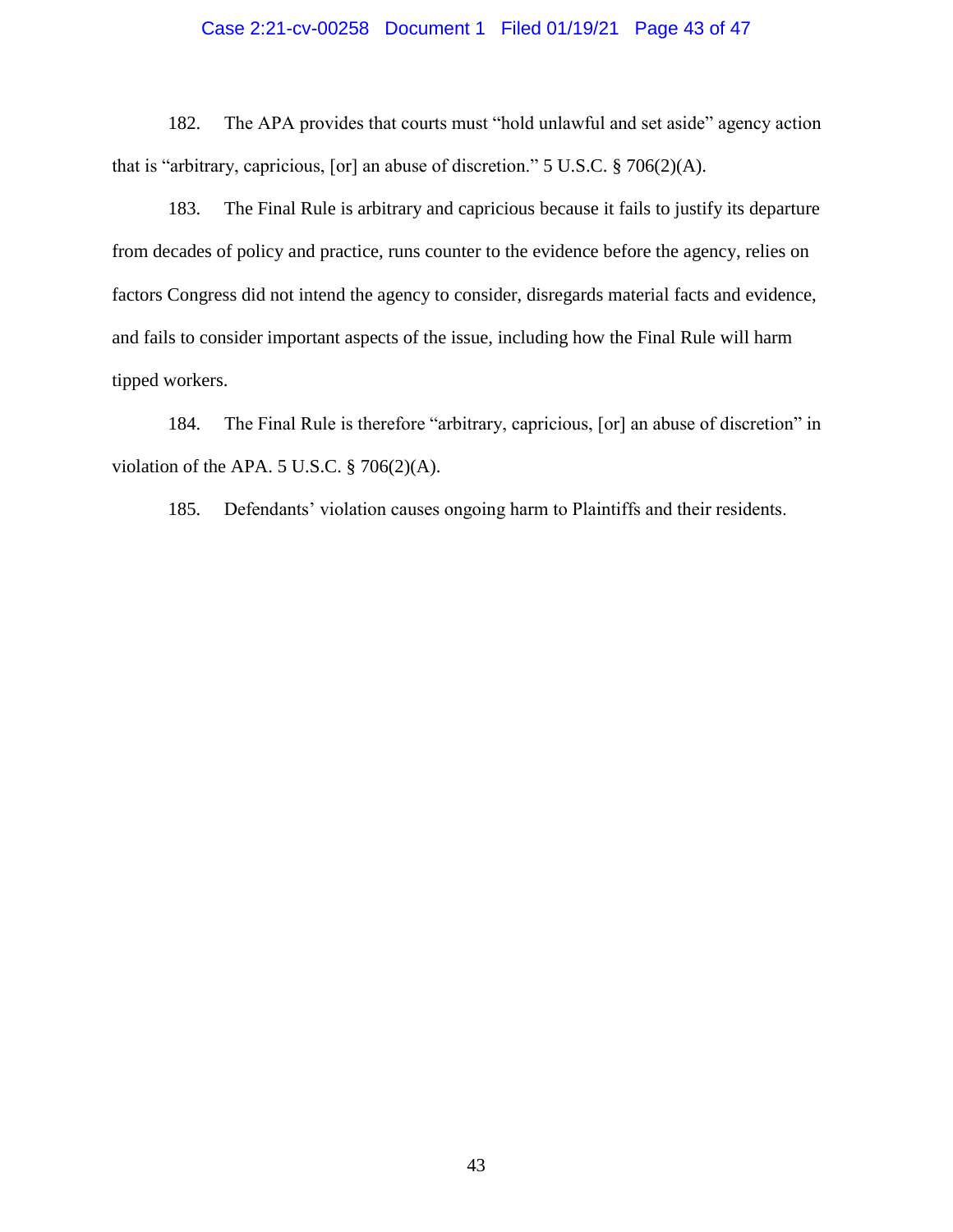182. The APA provides that courts must "hold unlawful and set aside" agency action that is "arbitrary, capricious, [or] an abuse of discretion." 5 U.S.C. § 706(2)(A).

183. The Final Rule is arbitrary and capricious because it fails to justify its departure from decades of policy and practice, runs counter to the evidence before the agency, relies on factors Congress did not intend the agency to consider, disregards material facts and evidence, and fails to consider important aspects of the issue, including how the Final Rule will harm tipped workers.

184. The Final Rule is therefore "arbitrary, capricious, [or] an abuse of discretion" in violation of the APA. 5 U.S.C. § 706(2)(A).

185. Defendants' violation causes ongoing harm to Plaintiffs and their residents.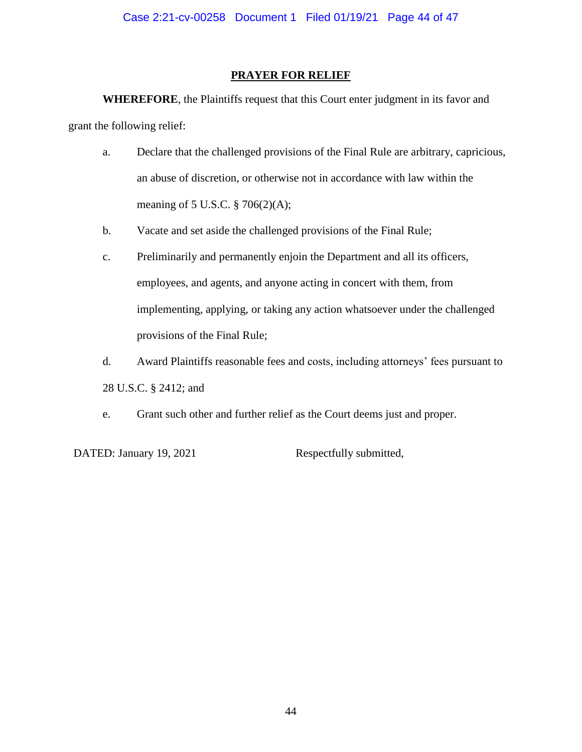## PRAYER FOR RELIEF

**WHEREFORE**, the Plaintiffs request that this Court enter judgment in its favor and grant the following relief:

a. Declare that the challenged provisions of the Final Rule are arbitrary, capricious, an abuse of discretion, or otherwise not in accordance with law within the meaning of 5 U.S.C. § 706(2)(A);

b. Vacate and set aside the challenged provisions of the Final Rule;

c. Preliminarily and permanently enjoin the Department and all its officers, employees, and agents, and anyone acting in concert with them, from implementing, applying, or taking any action whatsoever under the challenged provisions of the Final Rule;

d. Award Plaintiffs reasonable fees and costs, including attorneys' fees pursuant to 28 U.S.C. § 2412; and

e. Grant such other and further relief as the Court deems just and proper.

DATED: January 19, 2021

Respectfully submitted,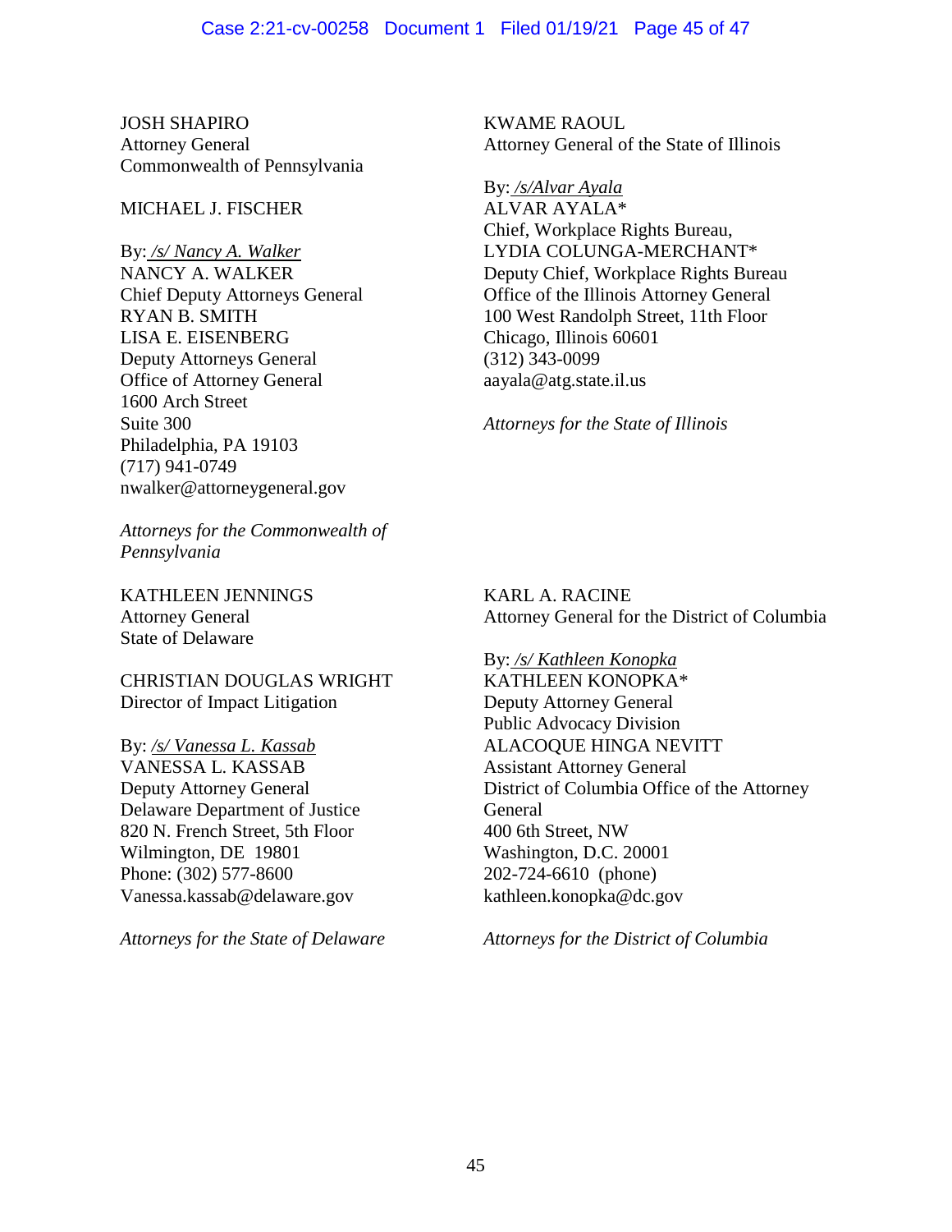JOSH SHAPIRO
Attorney General
Commonwealth of Pennsylvania

MICHAEL J. FISCHER

By: */s/ Nancy A. Walker*
NANCY A. WALKER
Chief Deputy Attorneys General
RYAN B. SMITH
LISA E. EISENBERG
Deputy Attorneys General
Office of Attorney General
1600 Arch Street
Suite 300
Philadelphia, PA 19103
(717) 941-0749
nwalker@attorneygeneral.gov

*Attorneys for the Commonwealth of Pennsylvania*

KWAME RAOUL
Attorney General of the State of Illinois

By: */s/Alvar Ayala*
ALVAR AYALA*
Chief, Workplace Rights Bureau,
LYDIA COLUNGA-MERCHANT*
Deputy Chief, Workplace Rights Bureau
Office of the Illinois Attorney General
100 West Randolph Street, 11th Floor
Chicago, Illinois 60601
(312) 343-0099
aayala@atg.state.il.us

*Attorneys for the State of Illinois*

KATHLEEN JENNINGS
Attorney General
State of Delaware

CHRISTIAN DOUGLAS WRIGHT
Director of Impact Litigation

By: */s/ Vanessa L. Kassab*
VANESSA L. KASSAB
Deputy Attorney General
Delaware Department of Justice
820 N. French Street, 5th Floor
Wilmington, DE 19801
Phone: (302) 577-8600
Vanessa.kassab@delaware.gov

*Attorneys for the State of Delaware*

KARL A. RACINE
Attorney General for the District of Columbia

By: */s/ Kathleen Konopka*
KATHLEEN KONOPKA*
Deputy Attorney General
Public Advocacy Division
ALACOQUE HINGA NEVITT
Assistant Attorney General
District of Columbia Office of the Attorney General
400 6th Street, NW
Washington, D.C. 20001
202-724-6610 (phone)
kathleen.konopka@dc.gov

*Attorneys for the District of Columbia*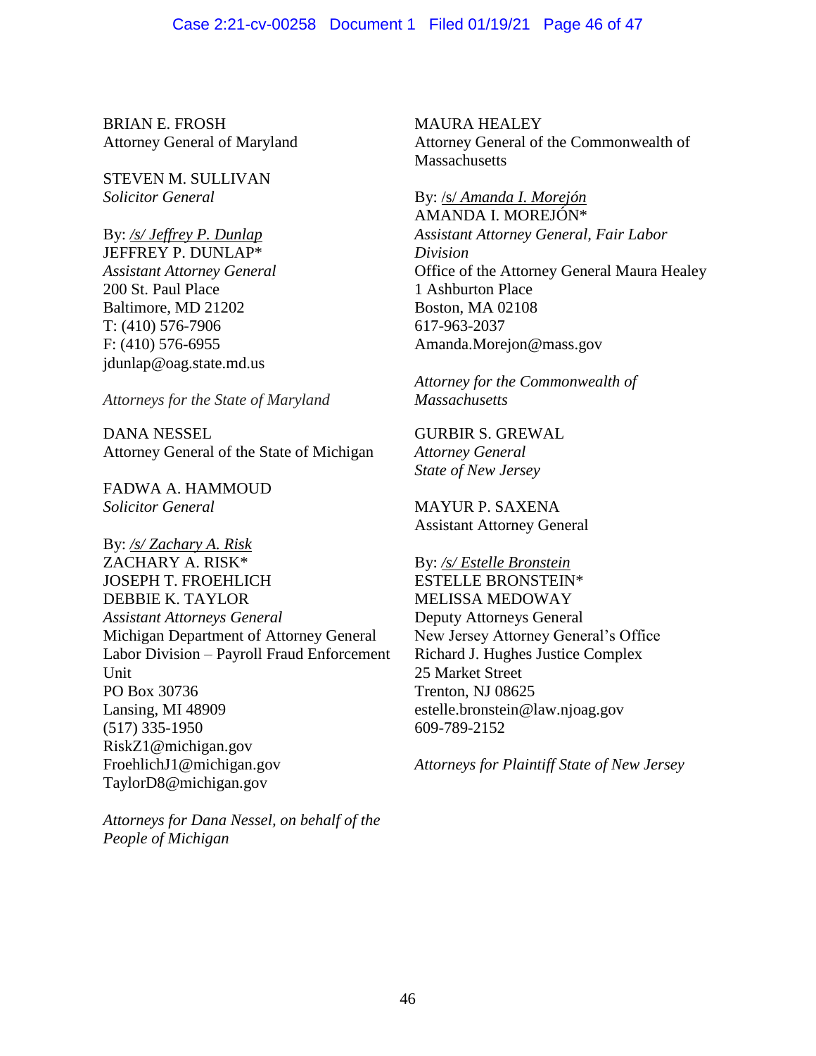BRIAN E. FROSH
Attorney General of Maryland

STEVEN M. SULLIVAN
*Solicitor General*

By: */s/ Jeffrey P. Dunlap*
JEFFREY P. DUNLAP*
*Assistant Attorney General*
200 St. Paul Place
Baltimore, MD 21202
T: (410) 576-7906
F: (410) 576-6955
jdunlap@oag.state.md.us

*Attorneys for the State of Maryland*

DANA NESSEL
Attorney General of the State of Michigan

FADWA A. HAMMOUD
*Solicitor General*

By: */s/ Zachary A. Risk*
ZACHARY A. RISK*
JOSEPH T. FROEHLICH
DEBBIE K. TAYLOR
*Assistant Attorneys General*
Michigan Department of Attorney General
Labor Division – Payroll Fraud Enforcement Unit
PO Box 30736
Lansing, MI 48909
(517) 335-1950
RiskZ1@michigan.gov
FroehlichJ1@michigan.gov
TaylorD8@michigan.gov

*Attorneys for Dana Nessel, on behalf of the People of Michigan*

MAURA HEALEY
Attorney General of the Commonwealth of Massachusetts

By: /s/ *Amanda I. Morejón*
AMANDA I. MOREJÓN*
*Assistant Attorney General, Fair Labor Division*
Office of the Attorney General Maura Healey
1 Ashburton Place
Boston, MA 02108
617-963-2037
Amanda.Morejon@mass.gov

*Attorney for the Commonwealth of Massachusetts*

GURBIR S. GREWAL
*Attorney General*
*State of New Jersey*

MAYUR P. SAXENA
Assistant Attorney General

By: */s/ Estelle Bronstein*
ESTELLE BRONSTEIN*
MELISSA MEDOWAY
Deputy Attorneys General
New Jersey Attorney General's Office
Richard J. Hughes Justice Complex
25 Market Street
Trenton, NJ 08625
estelle.bronstein@law.njoag.gov
609-789-2152

*Attorneys for Plaintiff State of New Jersey*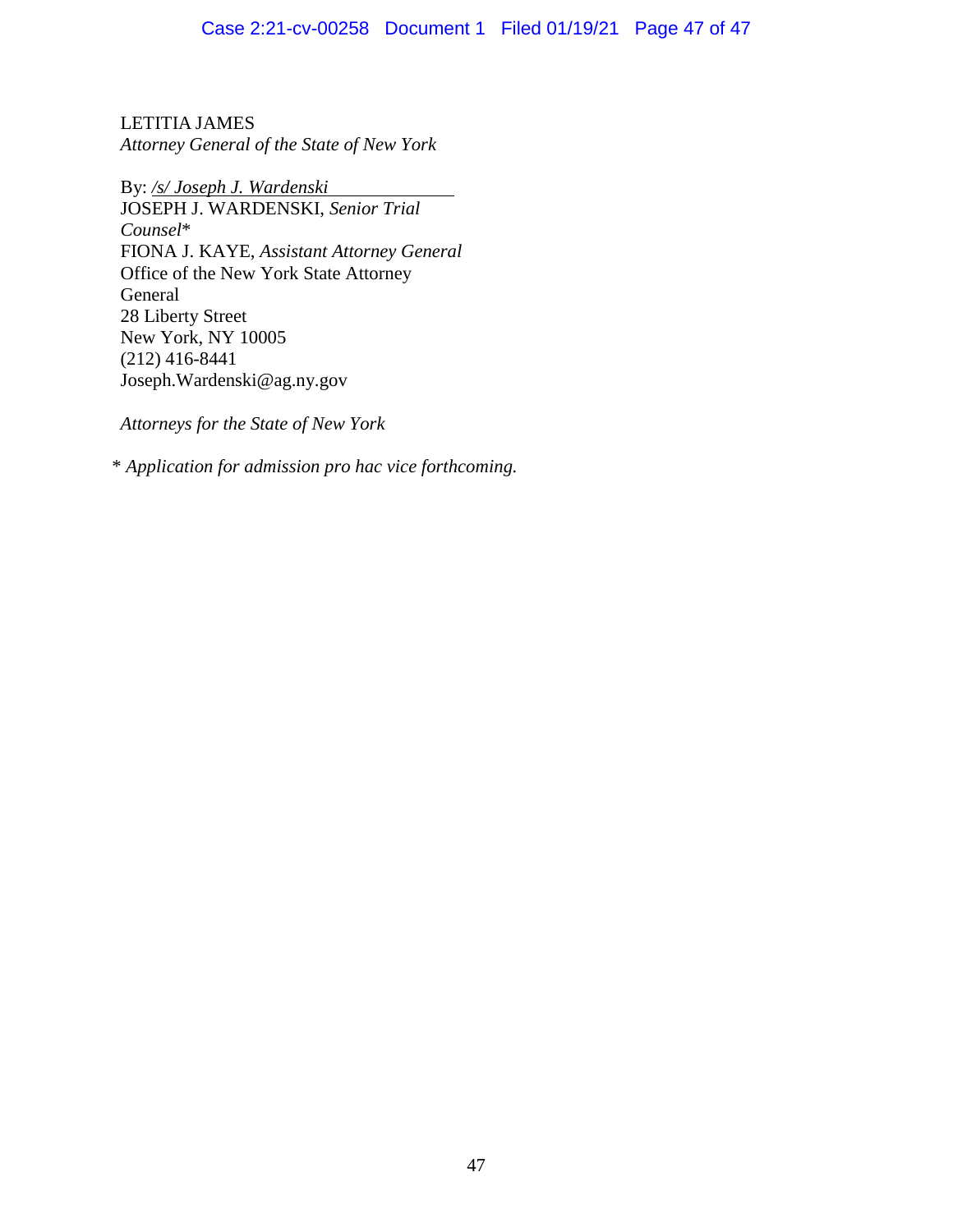LETITIA JAMES
*Attorney General of the State of New York*

By: */s/ Joseph J. Wardenski*
JOSEPH J. WARDENSKI, *Senior Trial Counsel**
FIONA J. KAYE, *Assistant Attorney General*
Office of the New York State Attorney General
28 Liberty Street
New York, NY 10005
(212) 416-8441
Joseph.Wardenski@ag.ny.gov

*Attorneys for the State of New York*

\* *Application for admission pro hac vice forthcoming.*